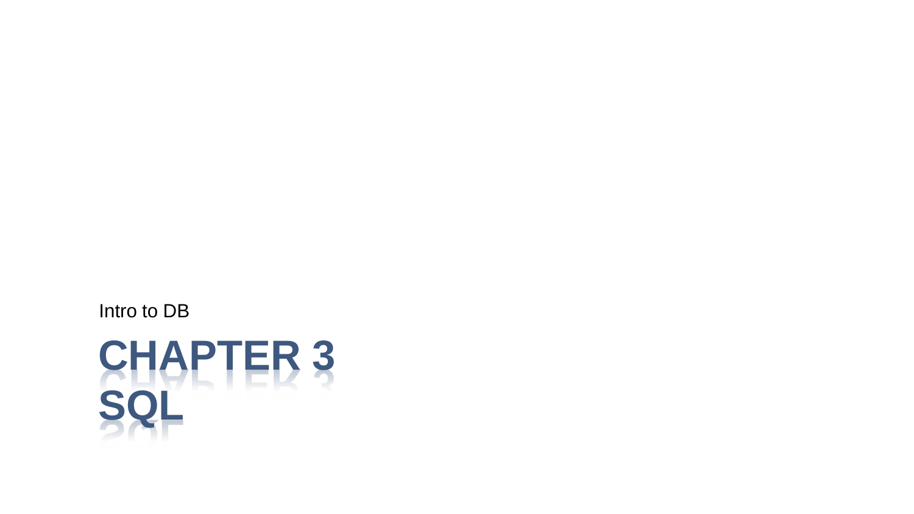Intro to DB

# CHAPTER 3 SQL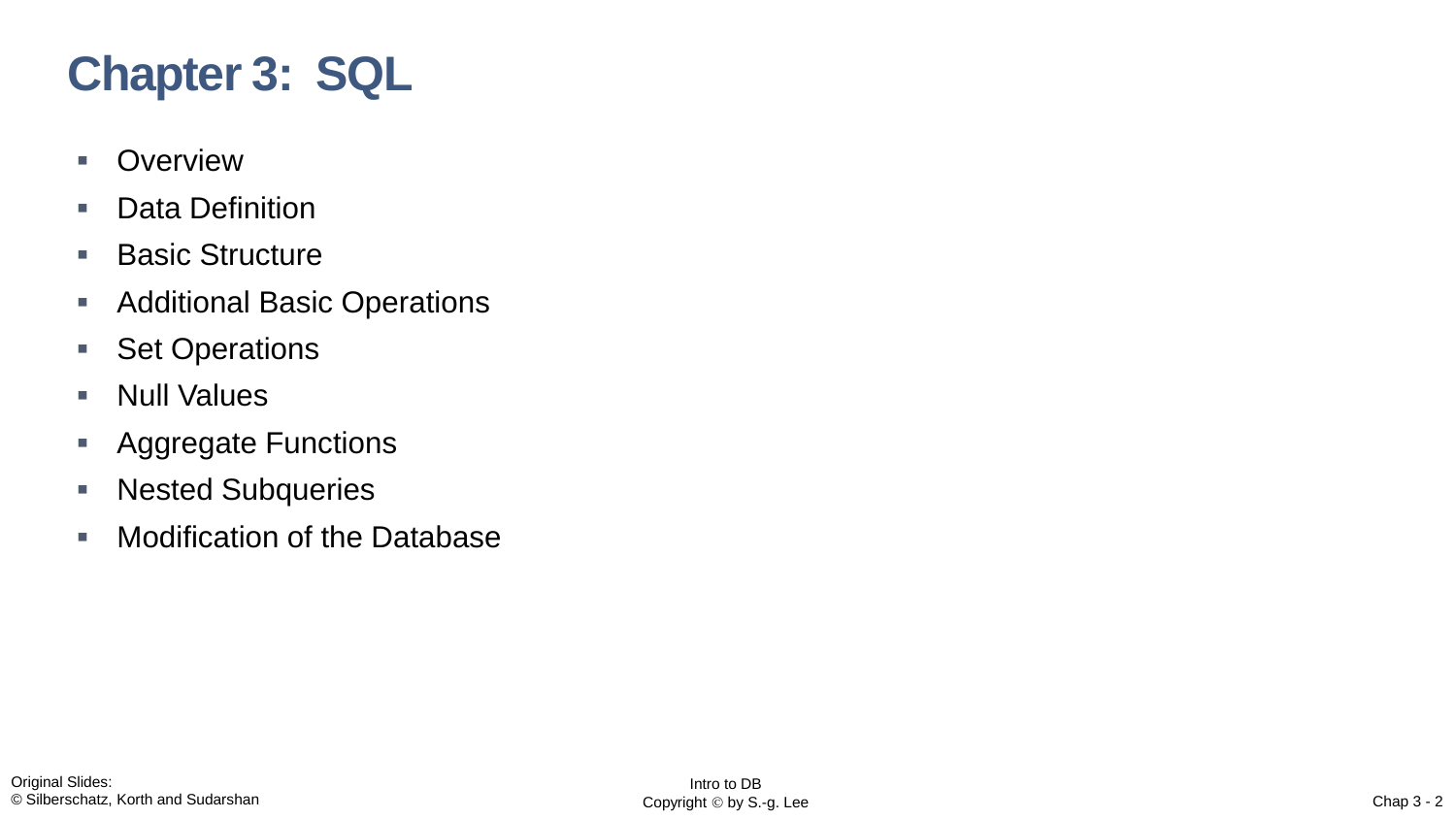# Chapter 3: SQL

- Overview
- Data Definition
- Basic Structure
- Additional Basic Operations
- Set Operations
- Null Values
- Aggregate Functions
- Nested Subqueries
- Modification of the Database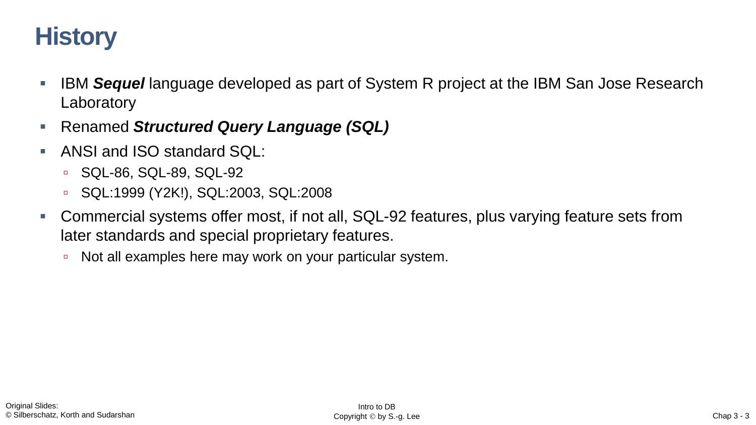# History

- IBM ***Sequel*** language developed as part of System R project at the IBM San Jose Research Laboratory
- Renamed ***Structured Query Language (SQL)***
- ANSI and ISO standard SQL:
  - SQL-86, SQL-89, SQL-92
  - SQL:1999 (Y2K!), SQL:2003, SQL:2008
- Commercial systems offer most, if not all, SQL-92 features, plus varying feature sets from later standards and special proprietary features.
  - Not all examples here may work on your particular system.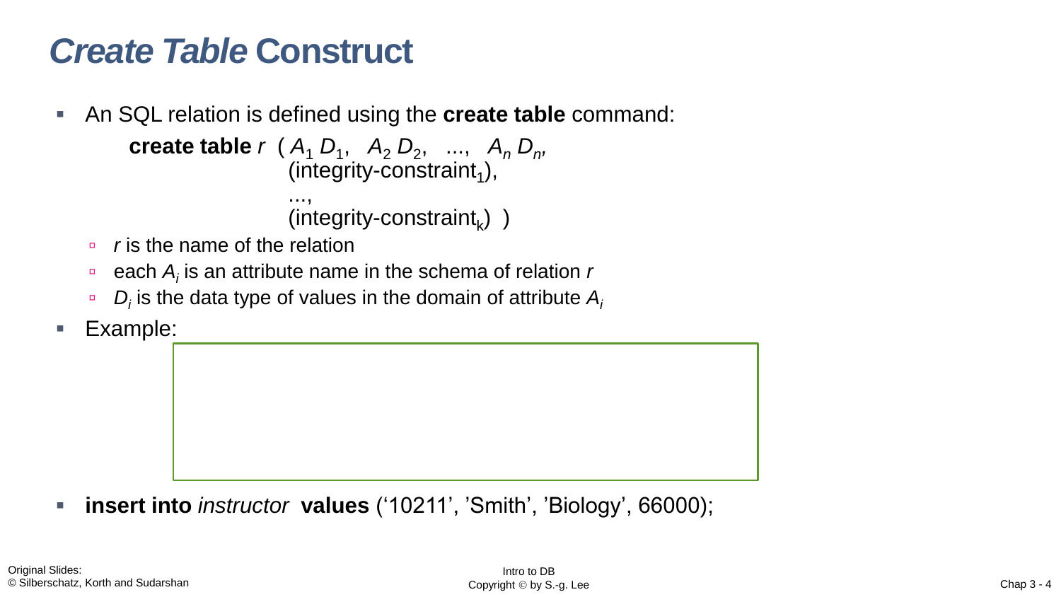# *Create Table* Construct

- An SQL relation is defined using the **create table** command:

  **create table** *r* ( $A_1\ D_1$, $A_2\ D_2$, ..., $A_n\ D_n$,
  (integrity-constraint$_1$),
  ...,
  (integrity-constraint$_k$) )

  - *r* is the name of the relation
  - each $A_i$ is an attribute name in the schema of relation *r*
  - $D_i$ is the data type of values in the domain of attribute $A_i$

- Example:

- **insert into** *instructor* **values** ('10211', 'Smith', 'Biology', 66000);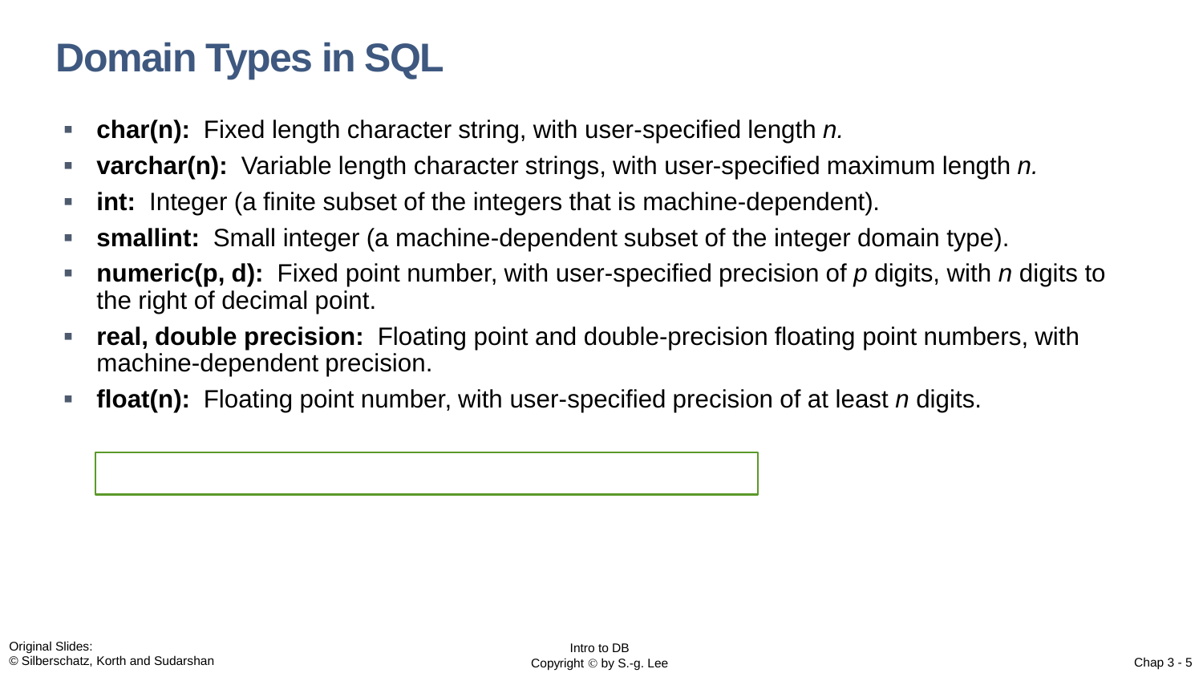# Domain Types in SQL

- **char(n):** Fixed length character string, with user-specified length *n.*
- **varchar(n):** Variable length character strings, with user-specified maximum length *n.*
- **int:** Integer (a finite subset of the integers that is machine-dependent).
- **smallint:** Small integer (a machine-dependent subset of the integer domain type).
- **numeric(p, d):** Fixed point number, with user-specified precision of *p* digits, with *n* digits to the right of decimal point.
- **real, double precision:** Floating point and double-precision floating point numbers, with machine-dependent precision.
- **float(n):** Floating point number, with user-specified precision of at least *n* digits.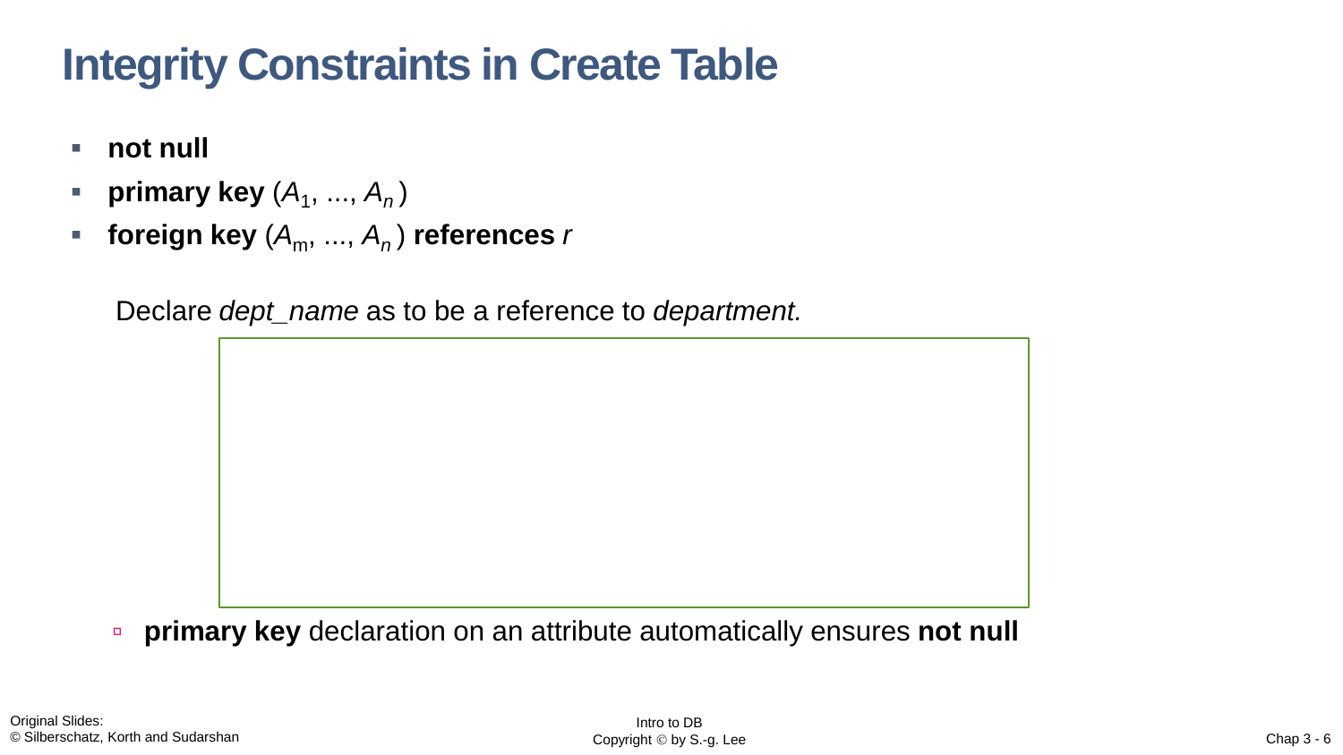# Integrity Constraints in Create Table

- **not null**
- **primary key** ($A_1$, ..., $A_n$)
- **foreign key** ($A_m$, ..., $A_n$) **references** *r*

Declare *dept_name* as to be a reference to *department.*

  - **primary key** declaration on an attribute automatically ensures **not null**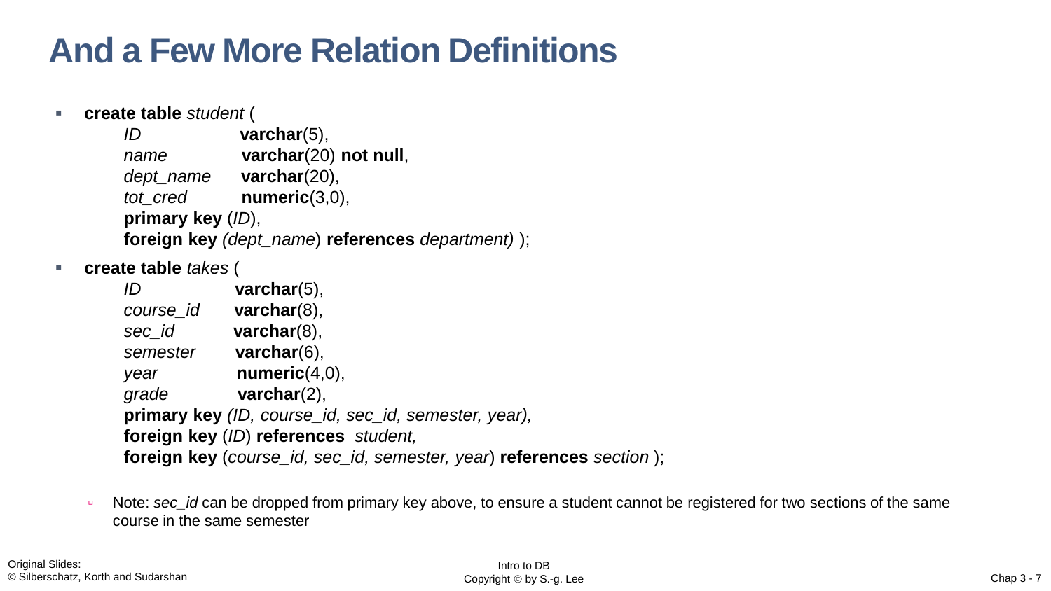# And a Few More Relation Definitions

- **create table** *student* (
  *ID* **varchar**(5),
  *name* **varchar**(20) **not null**,
  *dept_name* **varchar**(20),
  *tot_cred* **numeric**(3,0),
  **primary key** (*ID*),
  **foreign key** *(dept_name*) **references** *department)* );

- **create table** *takes* (
  *ID* **varchar**(5),
  *course_id* **varchar**(8),
  *sec_id* **varchar**(8),
  *semester* **varchar**(6),
  *year* **numeric**(4,0),
  *grade* **varchar**(2),
  **primary key** *(ID, course_id, sec_id, semester, year),*
  **foreign key** (*ID*) **references** *student,*
  **foreign key** (*course_id, sec_id, semester, year*) **references** *section* );

  - Note: *sec_id* can be dropped from primary key above, to ensure a student cannot be registered for two sections of the same course in the same semester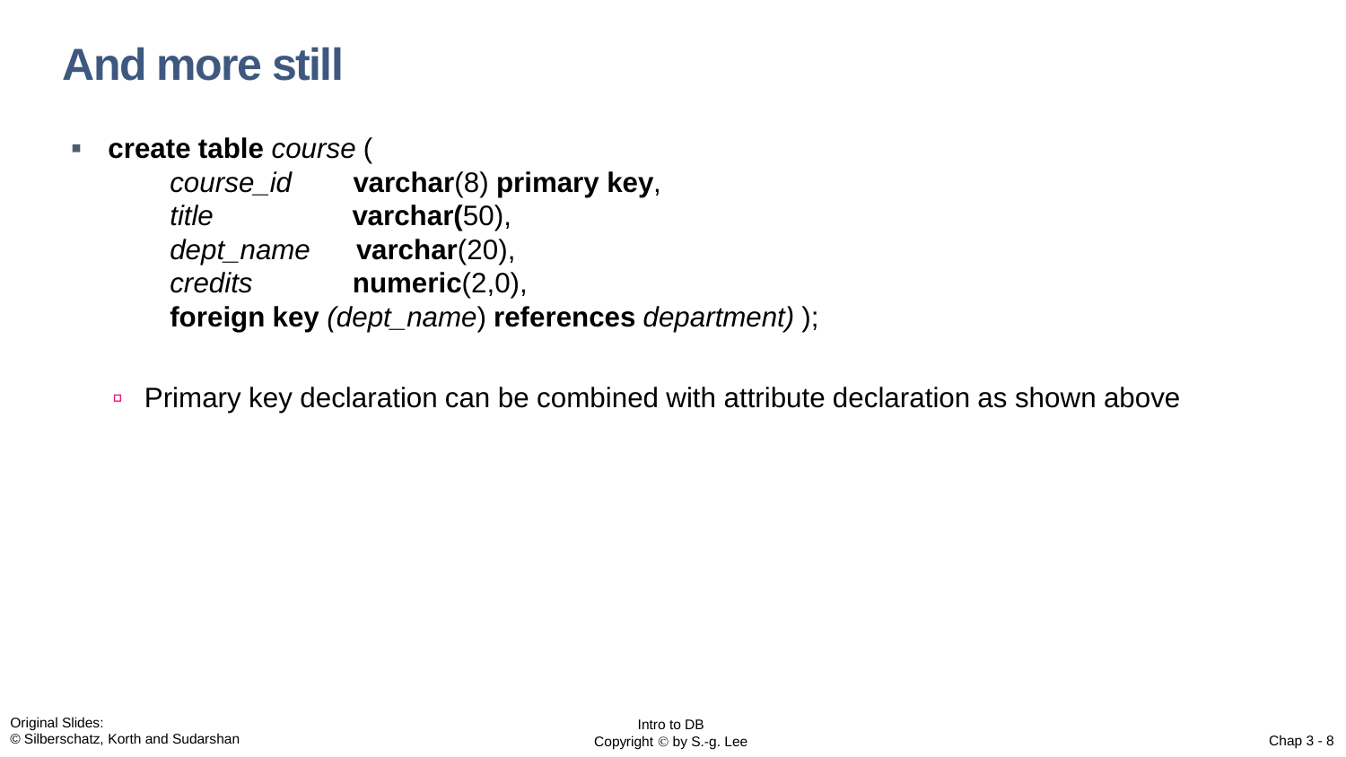# And more still

- **create table** *course* (
```
    course_id    varchar(8) primary key,
    title        varchar(50),
    dept_name    varchar(20),
    credits      numeric(2,0),
    foreign key (dept_name) references department) );
```
  - Primary key declaration can be combined with attribute declaration as shown above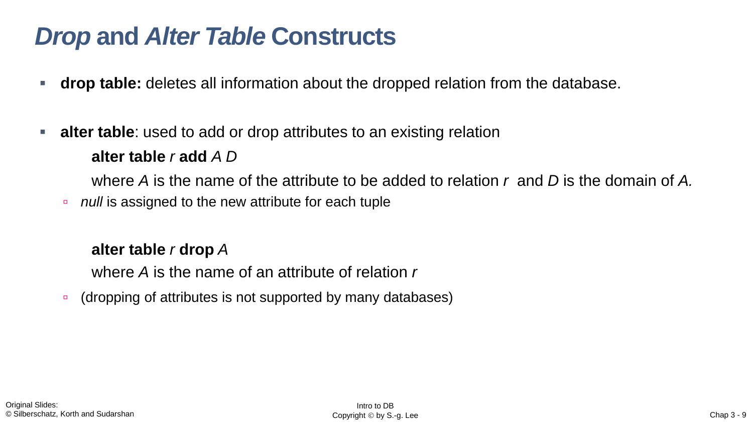# *Drop* and *Alter Table* Constructs

- **drop table:** deletes all information about the dropped relation from the database.

- **alter table**: used to add or drop attributes to an existing relation

  **alter table** *r* **add** *A D*

  where *A* is the name of the attribute to be added to relation *r* and *D* is the domain of *A.*

  - *null* is assigned to the new attribute for each tuple

  **alter table** *r* **drop** *A*

  where *A* is the name of an attribute of relation *r*

  - (dropping of attributes is not supported by many databases)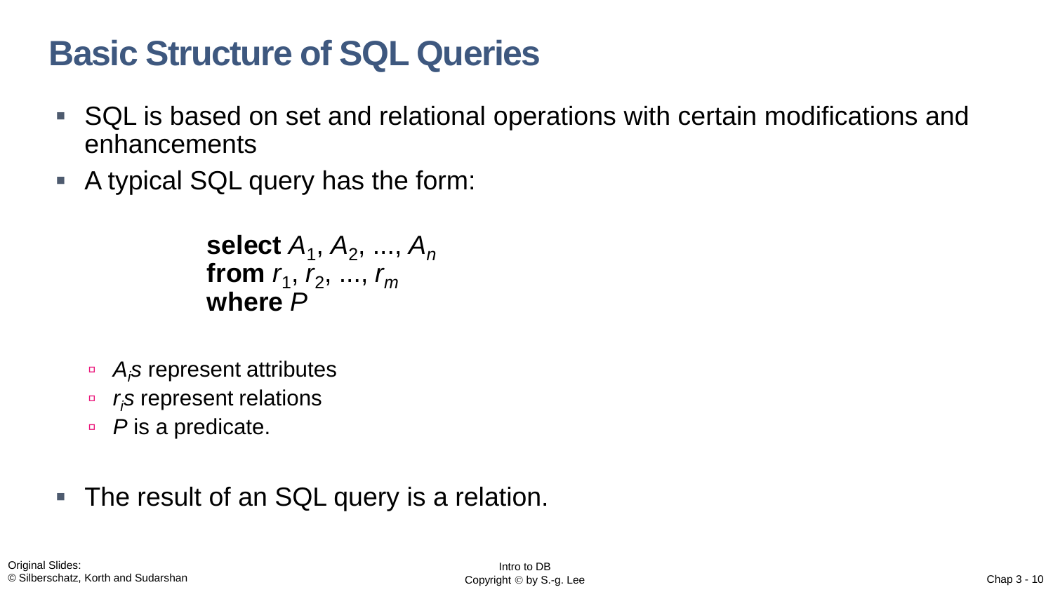# Basic Structure of SQL Queries

- SQL is based on set and relational operations with certain modifications and enhancements
- A typical SQL query has the form:

  **select** $A_1, A_2, ..., A_n$
  **from** $r_1, r_2, ..., r_m$
  **where** $P$

  - $A_i$*s* represent attributes
  - $r_i$*s* represent relations
  - $P$ is a predicate.

- The result of an SQL query is a relation.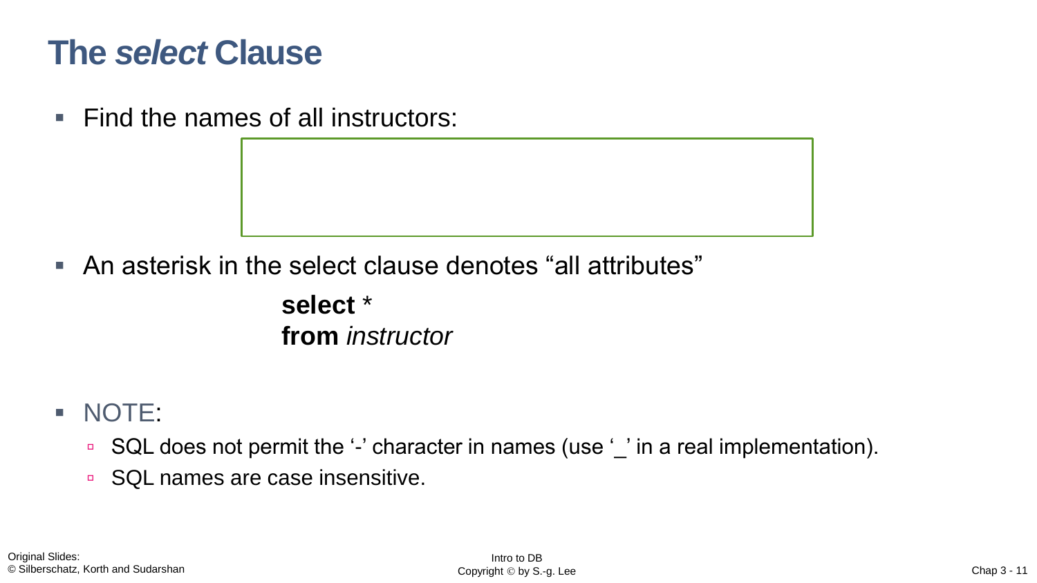# The *select* Clause

- Find the names of all instructors:

- An asterisk in the select clause denotes "all attributes"

  **select** *
  **from** *instructor*

- NOTE:
  - SQL does not permit the '-' character in names (use '_' in a real implementation).
  - SQL names are case insensitive.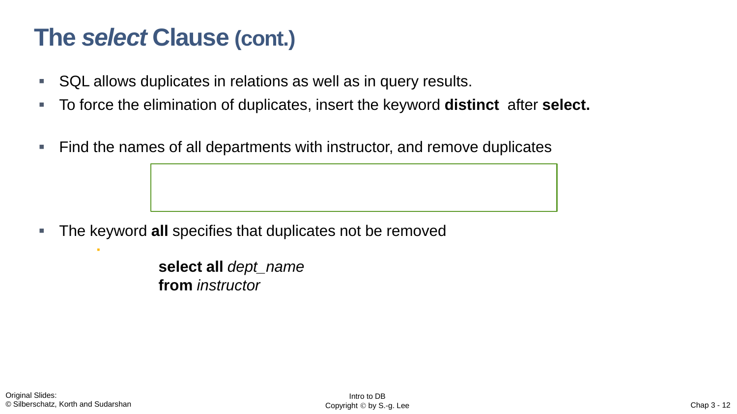# The *select* Clause (cont.)

- SQL allows duplicates in relations as well as in query results.
- To force the elimination of duplicates, insert the keyword **distinct** after **select.**
- Find the names of all departments with instructor, and remove duplicates

- The keyword **all** specifies that duplicates not be removed

```
select all dept_name
from instructor
```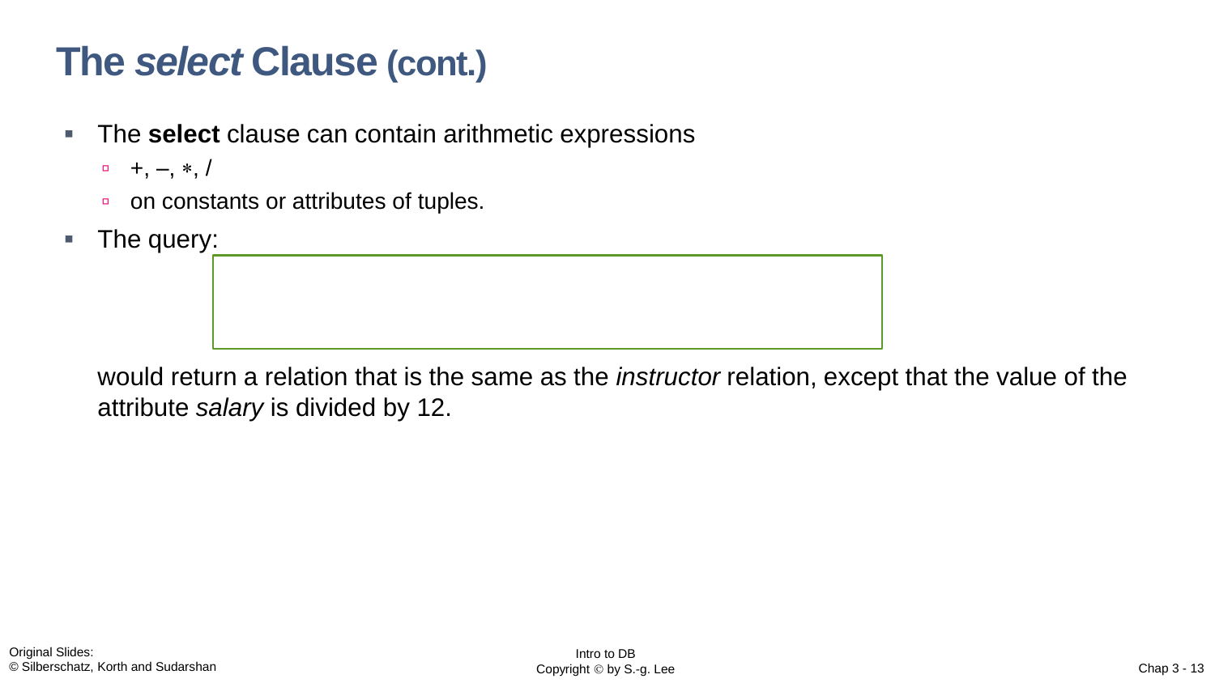# The *select* Clause (cont.)

- The **select** clause can contain arithmetic expressions
  - +, –, ∗, /
  - on constants or attributes of tuples.
- The query:

  would return a relation that is the same as the *instructor* relation, except that the value of the attribute *salary* is divided by 12.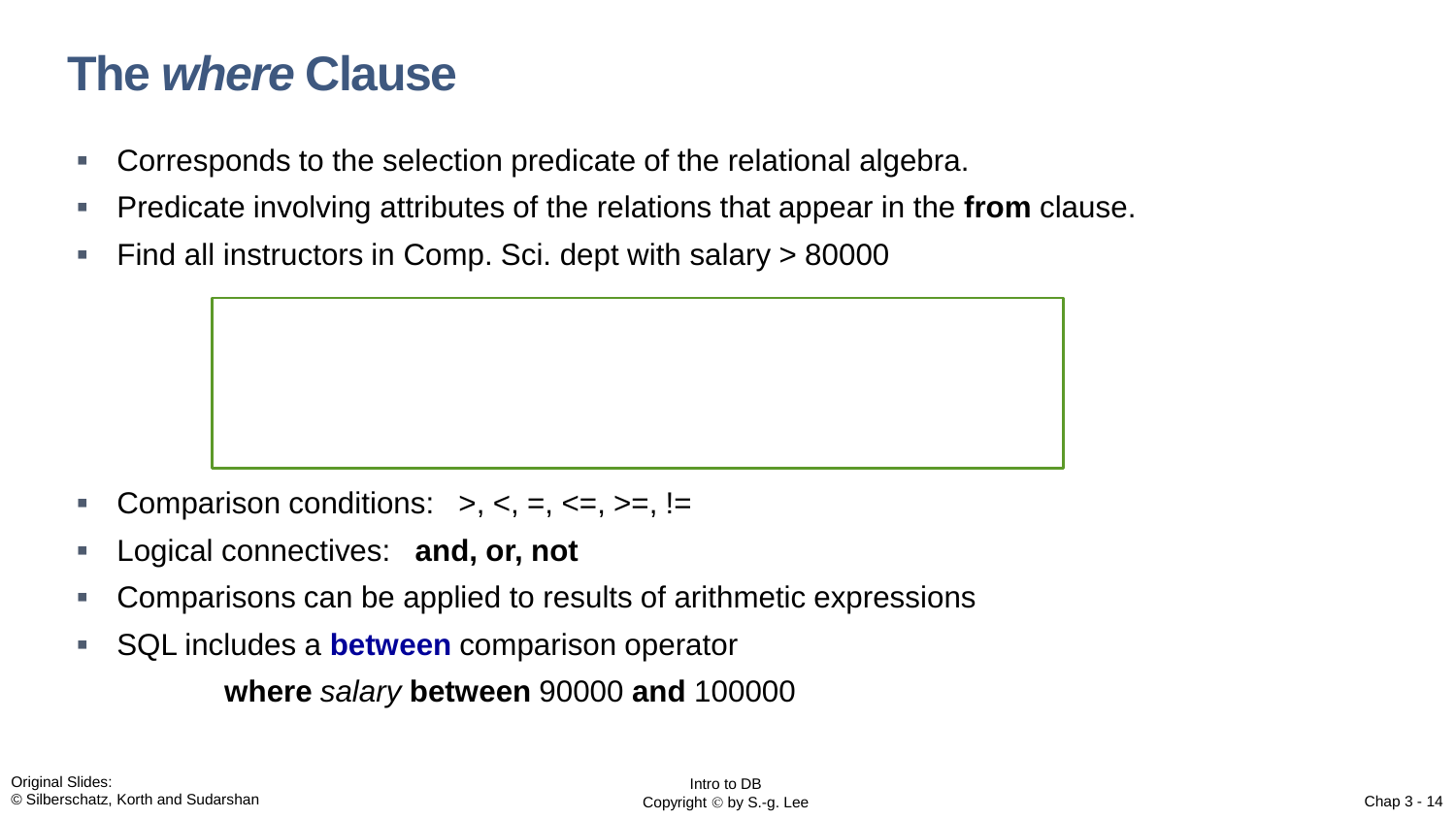# The *where* Clause

- Corresponds to the selection predicate of the relational algebra.
- Predicate involving attributes of the relations that appear in the **from** clause.
- Find all instructors in Comp. Sci. dept with salary > 80000

- Comparison conditions: >, <, =, <=, >=, !=
- Logical connectives: **and, or, not**
- Comparisons can be applied to results of arithmetic expressions
- SQL includes a **between** comparison operator

  **where** *salary* **between** 90000 **and** 100000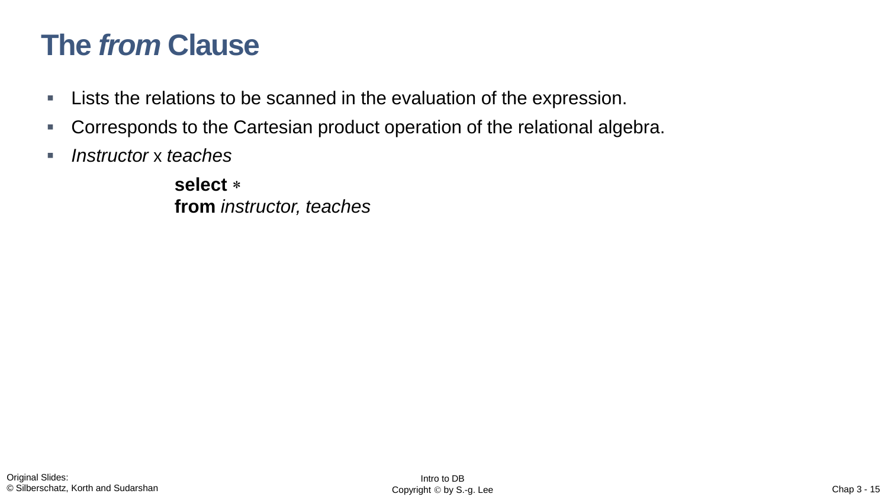# The *from* Clause

- Lists the relations to be scanned in the evaluation of the expression.
- Corresponds to the Cartesian product operation of the relational algebra.
- *Instructor* x *teaches*

```
select *
from instructor, teaches
```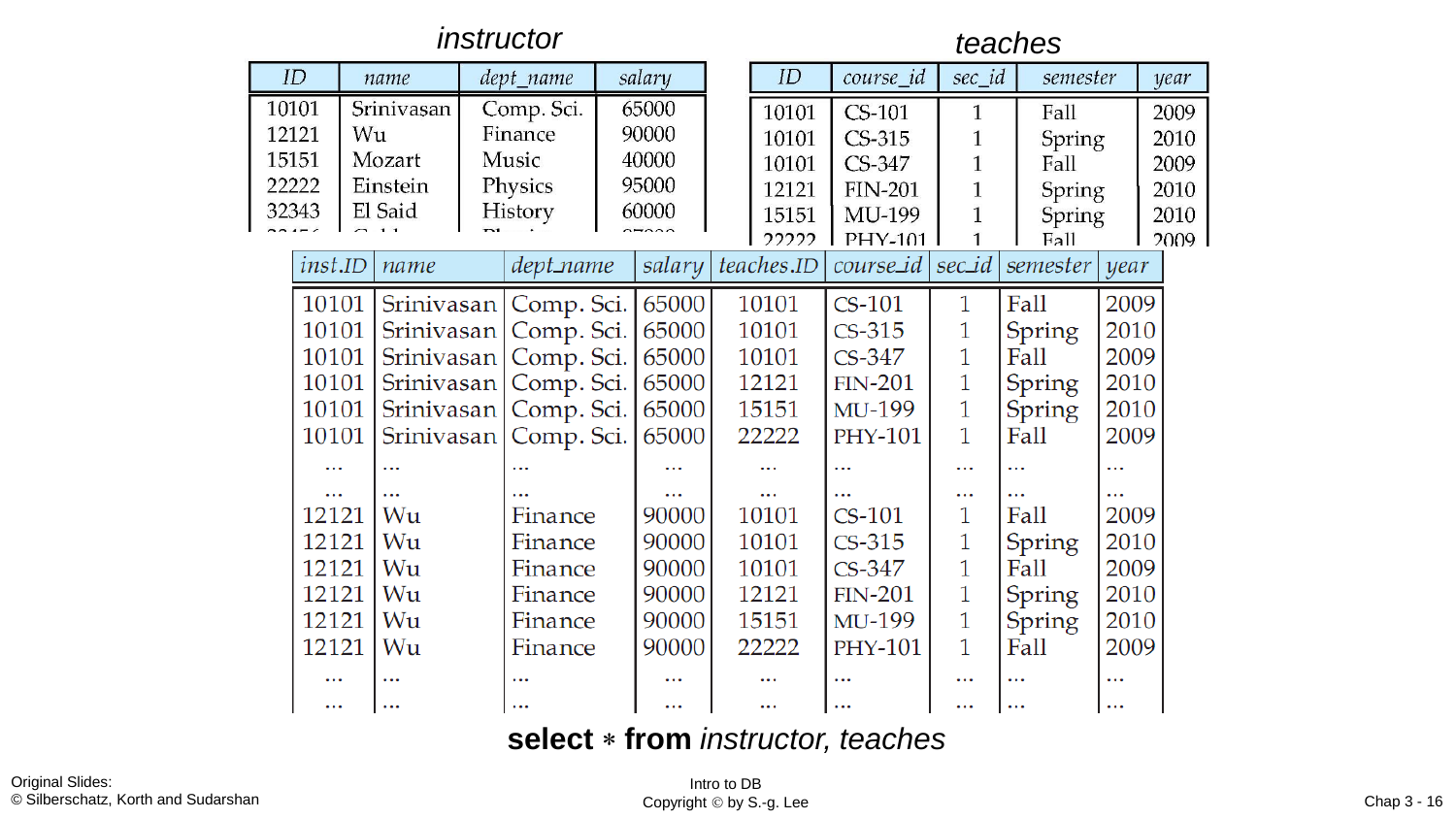**instructor**

| ID | name | dept_name | salary |
| --- | --- | --- | --- |
| 10101 | Srinivasan | Comp. Sci. | 65000 |
| 12121 | Wu | Finance | 90000 |
| 15151 | Mozart | Music | 40000 |
| 22222 | Einstein | Physics | 95000 |
| 32343 | El Said | History | 60000 |

**teaches**

| ID | course_id | sec_id | semester | year |
| --- | --- | --- | --- | --- |
| 10101 | CS-101 | 1 | Fall | 2009 |
| 10101 | CS-315 | 1 | Spring | 2010 |
| 10101 | CS-347 | 1 | Fall | 2009 |
| 12121 | FIN-201 | 1 | Spring | 2010 |
| 15151 | MU-199 | 1 | Spring | 2010 |
| 22222 | PHY-101 | 1 | Fall | 2009 |

| inst.ID | name | dept_name | salary | teaches.ID | course_id | sec_id | semester | year |
| --- | --- | --- | --- | --- | --- | --- | --- | --- |
| 10101 | Srinivasan | Comp. Sci. | 65000 | 10101 | CS-101 | 1 | Fall | 2009 |
| 10101 | Srinivasan | Comp. Sci. | 65000 | 10101 | CS-315 | 1 | Spring | 2010 |
| 10101 | Srinivasan | Comp. Sci. | 65000 | 10101 | CS-347 | 1 | Fall | 2009 |
| 10101 | Srinivasan | Comp. Sci. | 65000 | 12121 | FIN-201 | 1 | Spring | 2010 |
| 10101 | Srinivasan | Comp. Sci. | 65000 | 15151 | MU-199 | 1 | Spring | 2010 |
| 10101 | Srinivasan | Comp. Sci. | 65000 | 22222 | PHY-101 | 1 | Fall | 2009 |
| ... | ... | ... | ... | ... | ... | ... | ... | ... |
| ... | ... | ... | ... | ... | ... | ... | ... | ... |
| 12121 | Wu | Finance | 90000 | 10101 | CS-101 | 1 | Fall | 2009 |
| 12121 | Wu | Finance | 90000 | 10101 | CS-315 | 1 | Spring | 2010 |
| 12121 | Wu | Finance | 90000 | 10101 | CS-347 | 1 | Fall | 2009 |
| 12121 | Wu | Finance | 90000 | 12121 | FIN-201 | 1 | Spring | 2010 |
| 12121 | Wu | Finance | 90000 | 15151 | MU-199 | 1 | Spring | 2010 |
| 12121 | Wu | Finance | 90000 | 22222 | PHY-101 | 1 | Fall | 2009 |
| ... | ... | ... | ... | ... | ... | ... | ... | ... |
| ... | ... | ... | ... | ... | ... | ... | ... | ... |

**select** * **from** *instructor, teaches*

Original Slides:
© Silberschatz, Korth and Sudarshan

Intro to DB
Copyright © by S.-g. Lee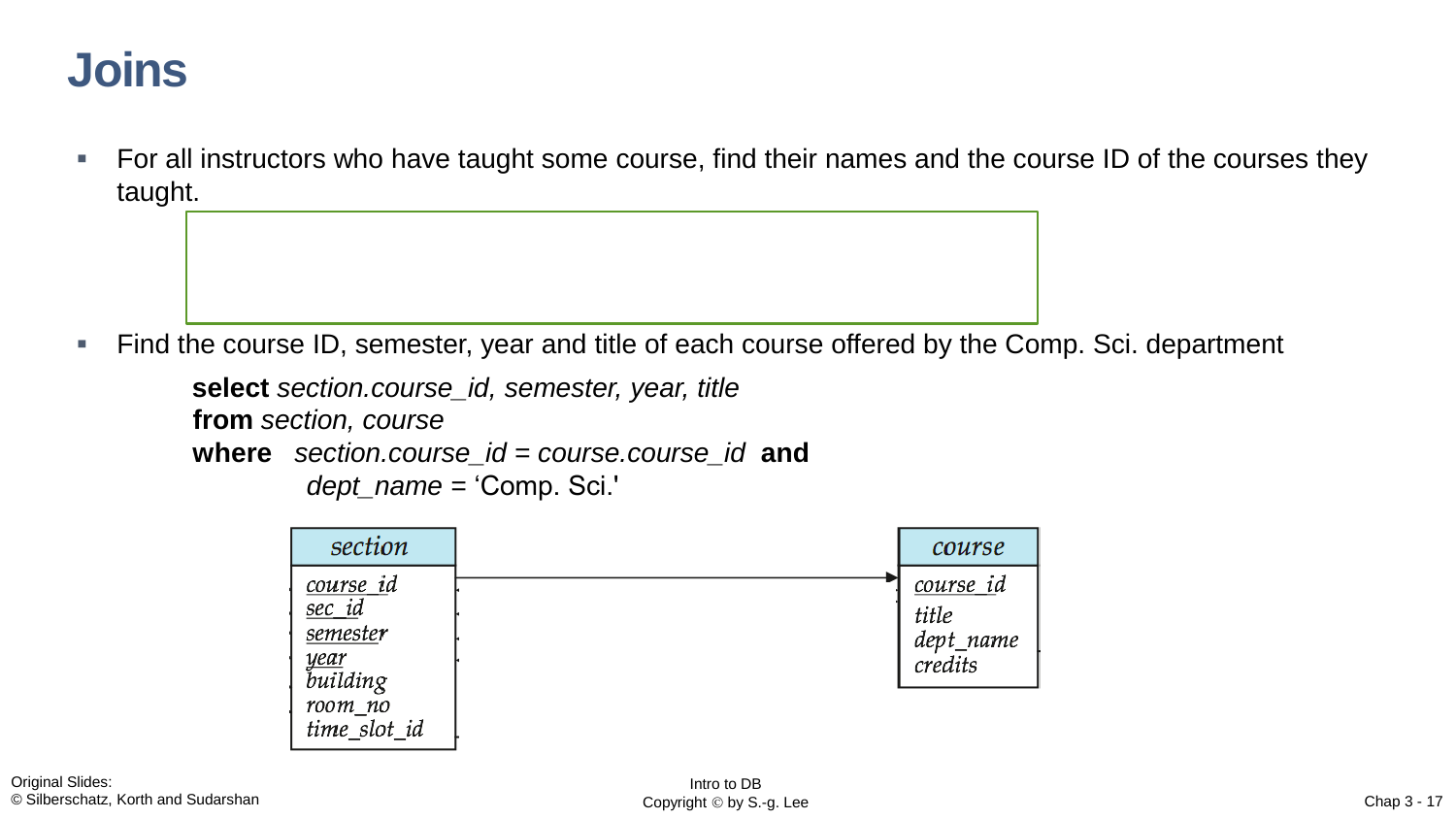# Joins

- For all instructors who have taught some course, find their names and the course ID of the courses they taught.

- Find the course ID, semester, year and title of each course offered by the Comp. Sci. department

```
select section.course_id, semester, year, title
from section, course
where  section.course_id = course.course_id  and
        dept_name = 'Comp. Sci.'
```

| section |
| --- |
| course_id |
| sec_id |
| semester |
| year |
| building |
| room_no |
| time_slot_id |

| course |
| --- |
| course_id |
| title |
| dept_name |
| credits |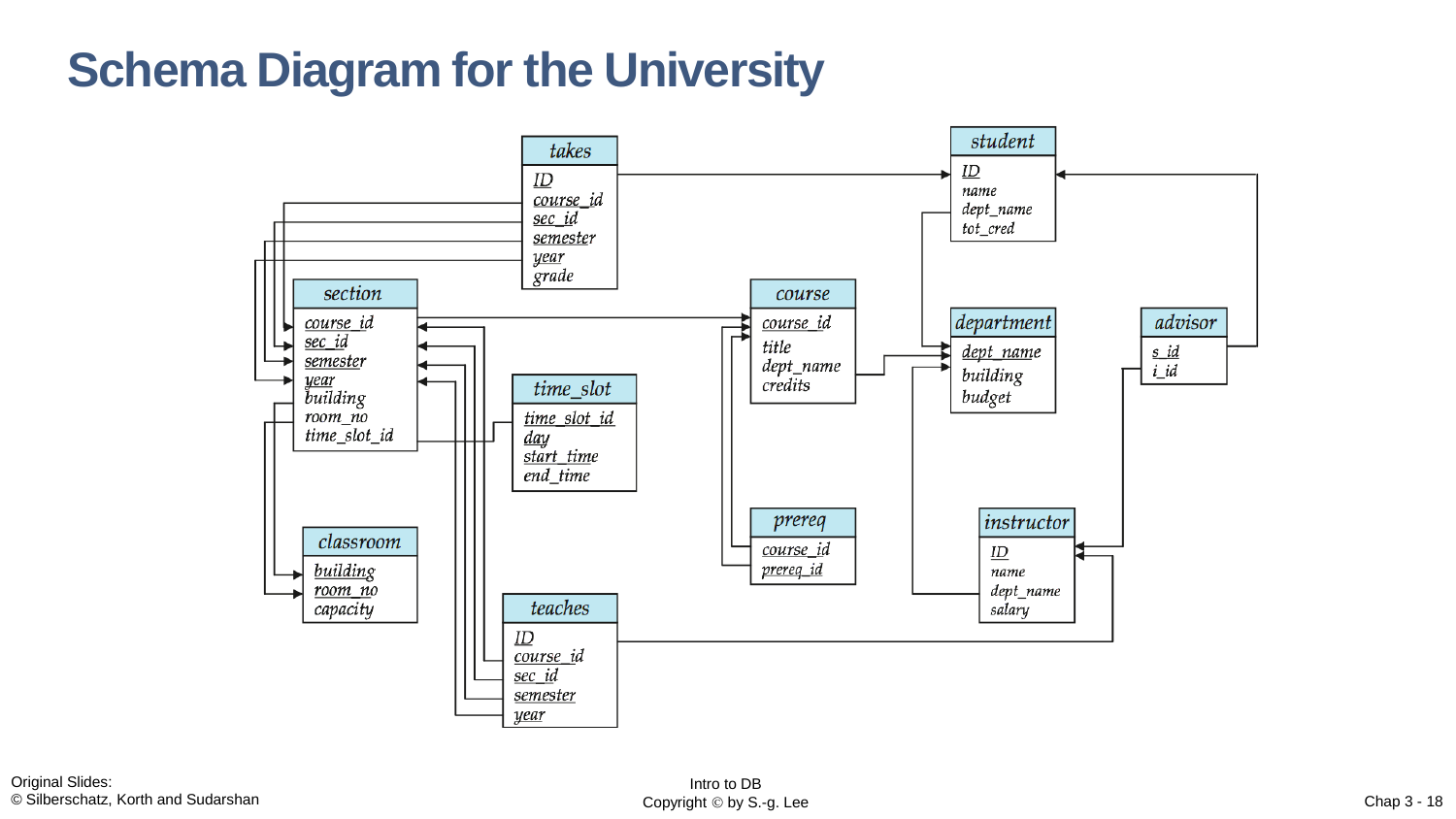# Schema Diagram for the University

**takes**
- ID
- course_id
- sec_id
- semester
- year
- grade

**student**
- ID
- name
- dept_name
- tot_cred

**section**
- course_id
- sec_id
- semester
- year
- building
- room_no
- time_slot_id

**course**
- course_id
- title
- dept_name
- credits

**department**
- dept_name
- building
- budget

**advisor**
- s_id
- i_id

**time_slot**
- time_slot_id
- day
- start_time
- end_time

**classroom**
- building
- room_no
- capacity

**prereq**
- course_id
- prereq_id

**instructor**
- ID
- name
- dept_name
- salary

**teaches**
- ID
- course_id
- sec_id
- semester
- year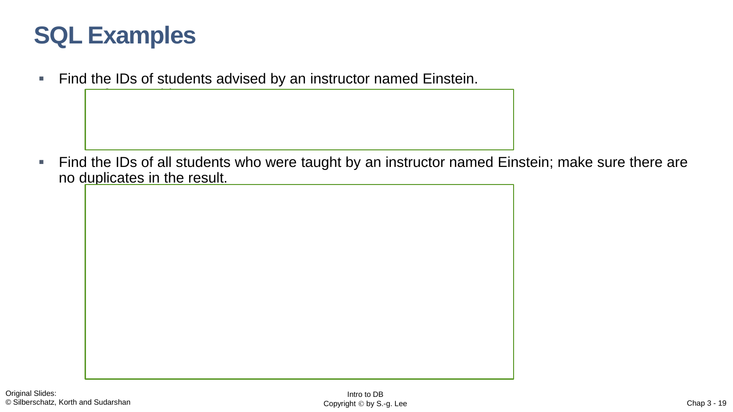# SQL Examples

- Find the IDs of students advised by an instructor named Einstein.

- Find the IDs of all students who were taught by an instructor named Einstein; make sure there are no duplicates in the result.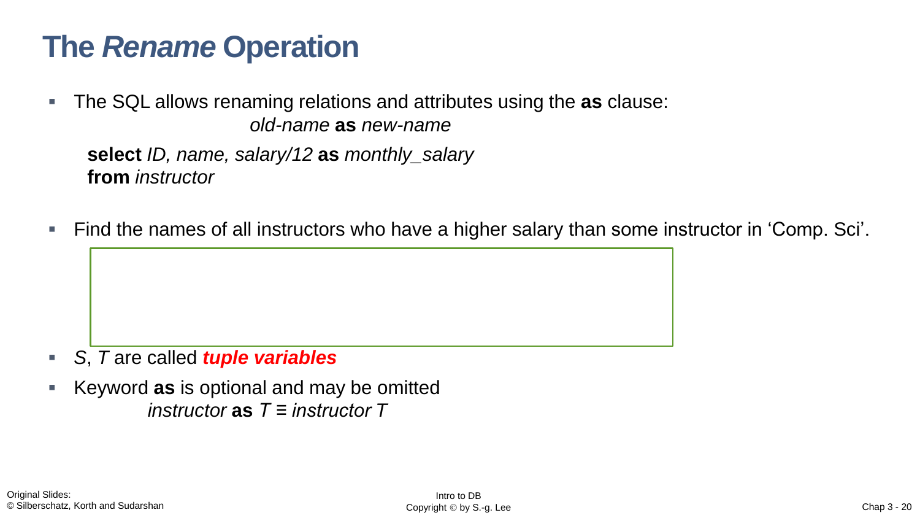# The *Rename* Operation

- The SQL allows renaming relations and attributes using the **as** clause:

  *old-name* **as** *new-name*

  **select** *ID, name, salary/12* **as** *monthly_salary*
  **from** *instructor*

- Find the names of all instructors who have a higher salary than some instructor in 'Comp. Sci'.

- *S*, *T* are called ***tuple variables***

- Keyword **as** is optional and may be omitted

  *instructor* **as** *T* ≡ *instructor T*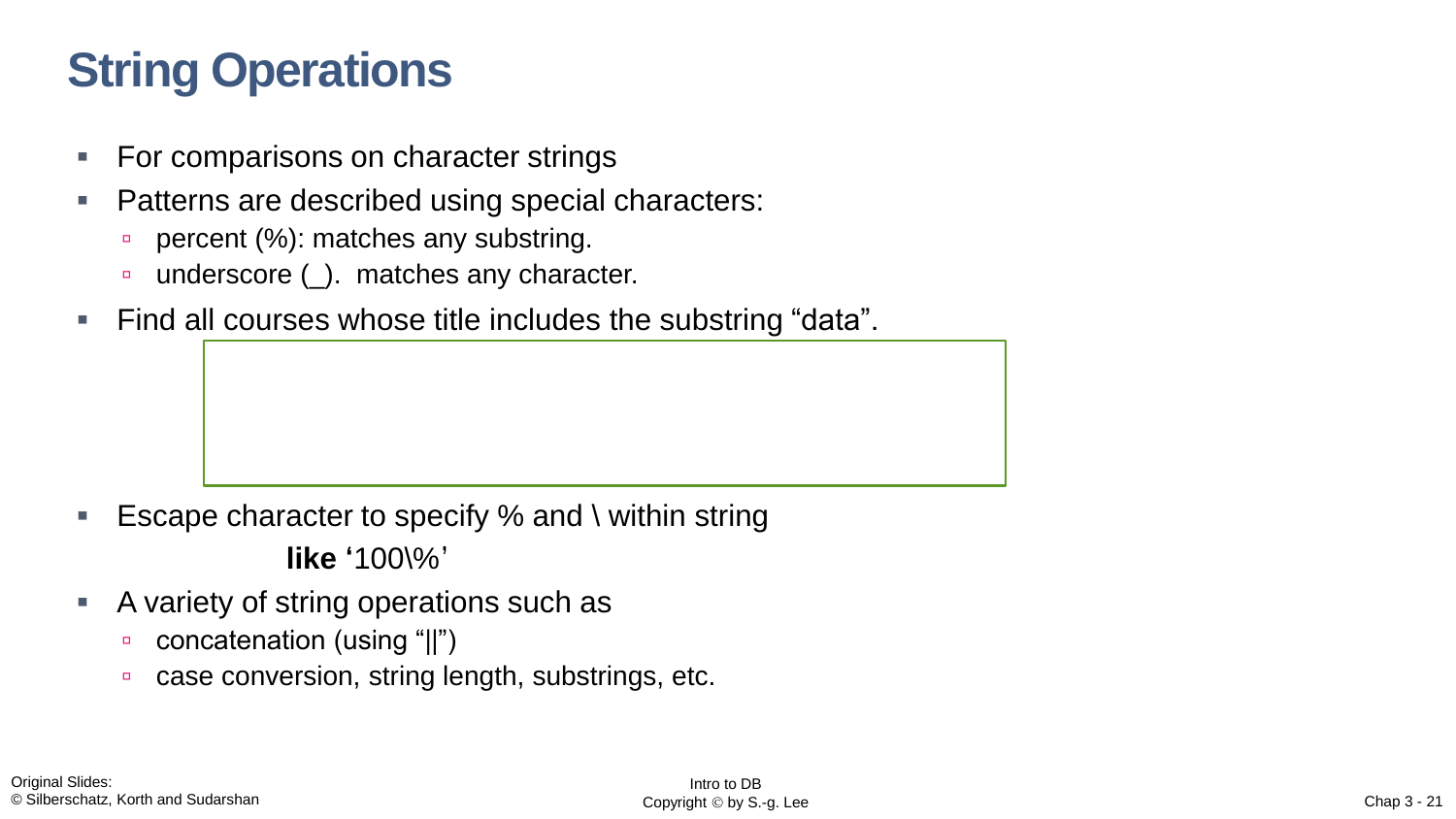# String Operations

- For comparisons on character strings
- Patterns are described using special characters:
  - percent (%): matches any substring.
  - underscore (_). matches any character.
- Find all courses whose title includes the substring "data".
- Escape character to specify % and \ within string

  **like '**100\%'
- A variety of string operations such as
  - concatenation (using "||")
  - case conversion, string length, substrings, etc.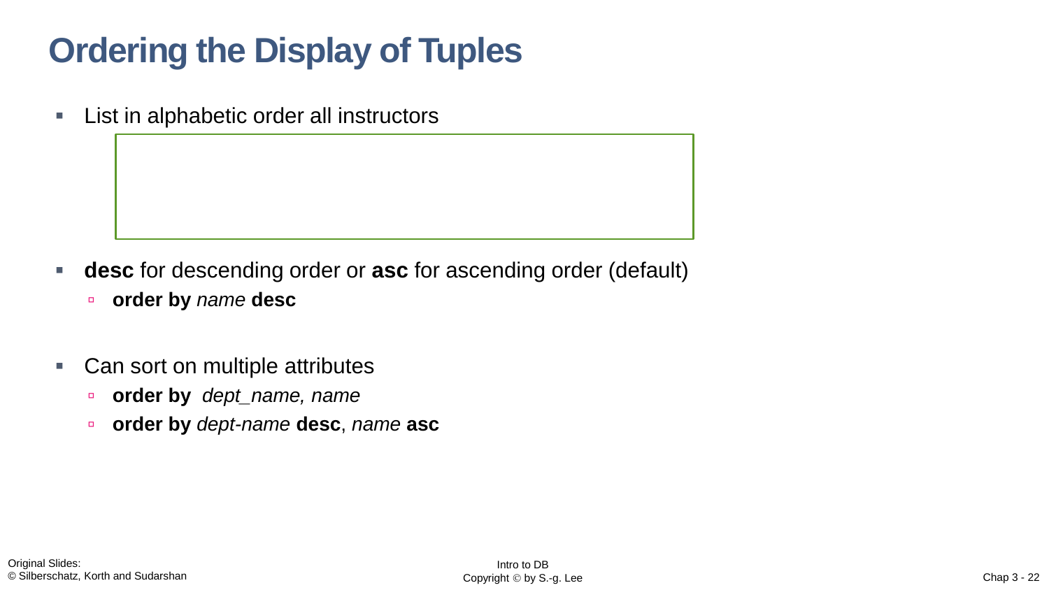# Ordering the Display of Tuples

- List in alphabetic order all instructors

- **desc** for descending order or **asc** for ascending order (default)
  - **order by** *name* **desc**

- Can sort on multiple attributes
  - **order by** *dept_name, name*
  - **order by** *dept-name* **desc**, *name* **asc**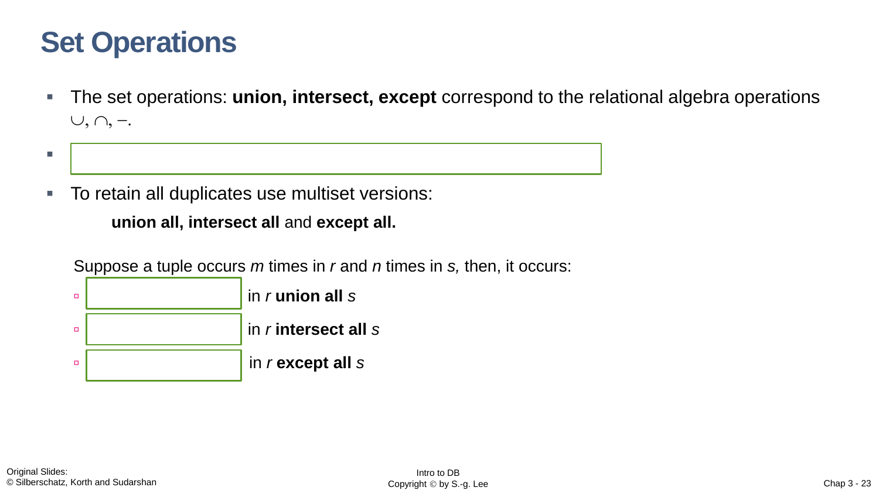# Set Operations

- The set operations: **union, intersect, except** correspond to the relational algebra operations $\cup, \cap, -$.
- 
- To retain all duplicates use multiset versions:

  **union all, intersect all** and **except all.**

  Suppose a tuple occurs *m* times in *r* and *n* times in *s,* then, it occurs:

  - in *r* **union all** *s*
  - in *r* **intersect all** *s*
  - in *r* **except all** *s*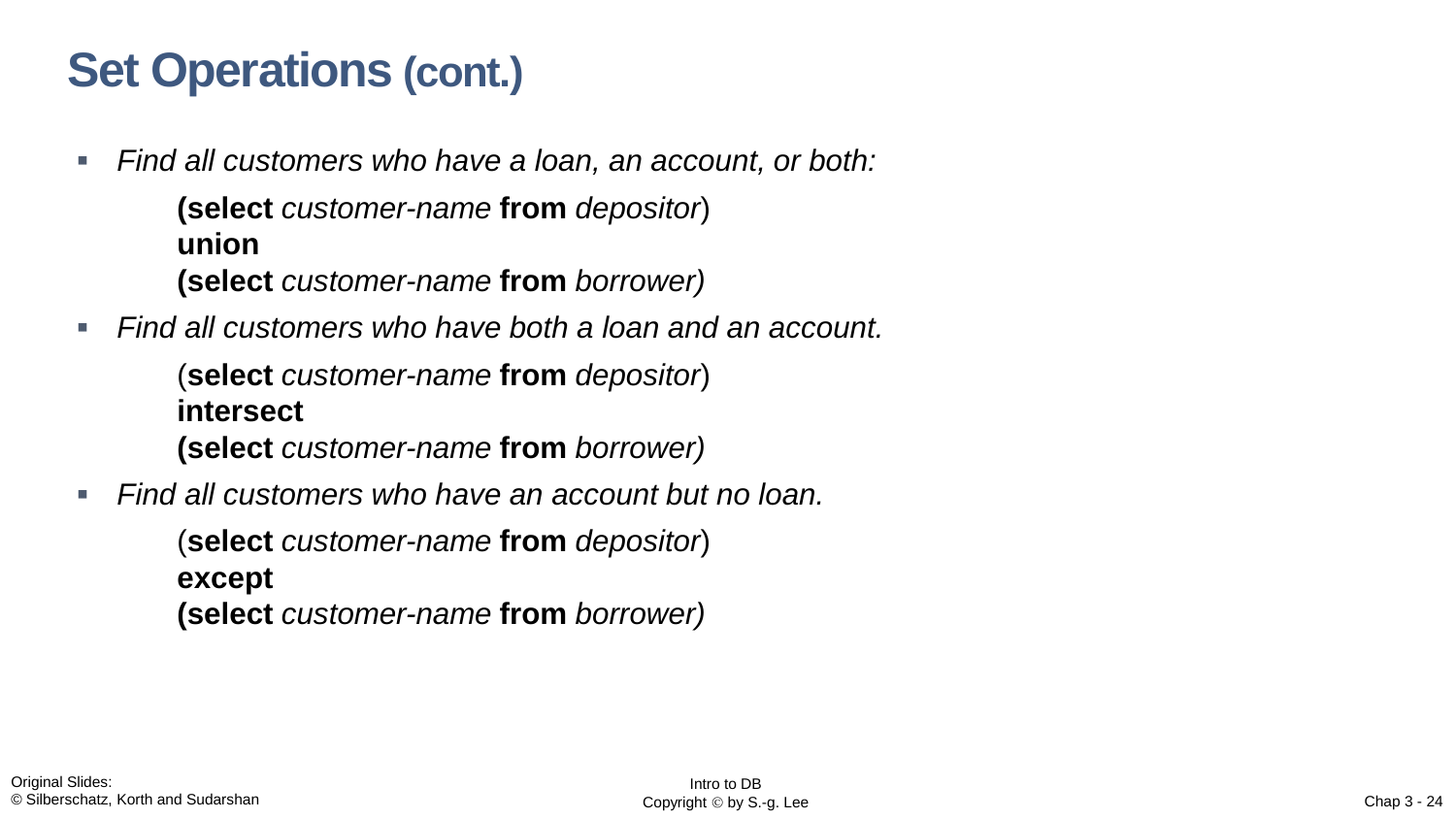# Set Operations (cont.)

- *Find all customers who have a loan, an account, or both:*

  **(select** *customer-name* **from** *depositor*)
  **union**
  **(select** *customer-name* **from** *borrower)*

- *Find all customers who have both a loan and an account.*

  (**select** *customer-name* **from** *depositor*)
  **intersect**
  **(select** *customer-name* **from** *borrower)*

- *Find all customers who have an account but no loan.*

  (**select** *customer-name* **from** *depositor*)
  **except**
  **(select** *customer-name* **from** *borrower)*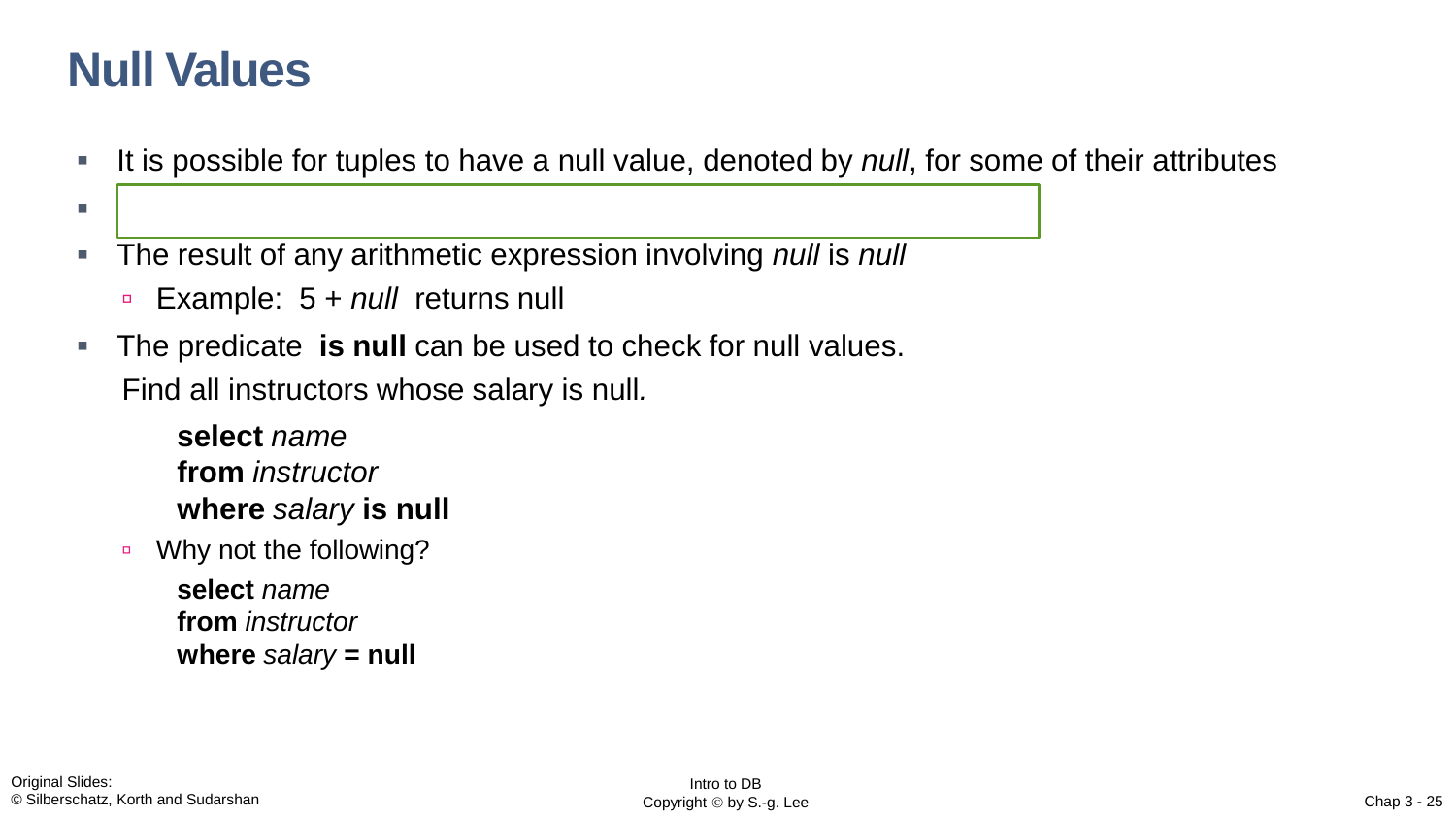# Null Values

- It is possible for tuples to have a null value, denoted by *null*, for some of their attributes
- 
- The result of any arithmetic expression involving *null* is *null*
  - Example: 5 + *null* returns null
- The predicate **is null** can be used to check for null values.

  Find all instructors whose salary is null.

  **select** *name*
  **from** *instructor*
  **where** *salary* **is null**

  - Why not the following?

    **select** *name*
    **from** *instructor*
    **where** *salary* **= null**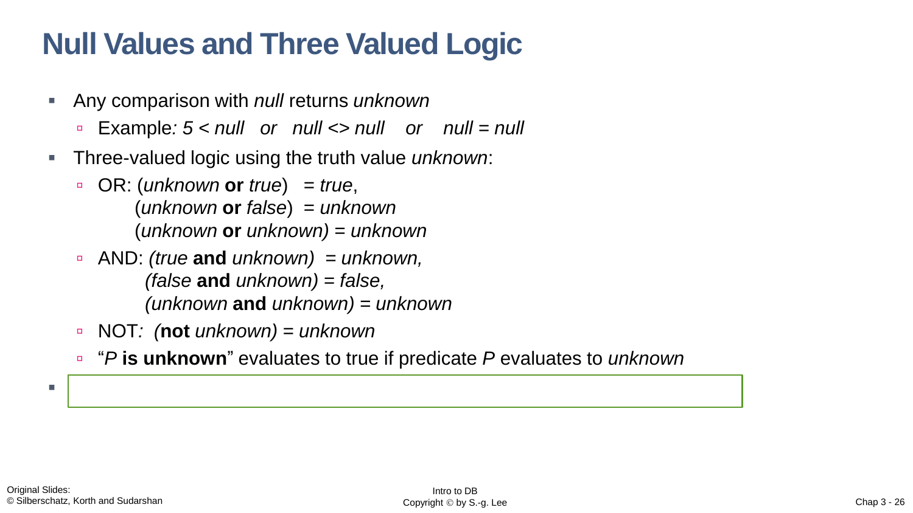# Null Values and Three Valued Logic

- Any comparison with *null* returns *unknown*
  - Example*: 5 < null   or   null <> null    or    null = null*
- Three-valued logic using the truth value *unknown*:
  - OR: (*unknown* **or** *true*)   = *true*,
    (*unknown* **or** *false*)  = *unknown*
    (*unknown* **or** *unknown) = unknown*
  - AND: *(true* **and** *unknown)  = unknown,*
    *(false* **and** *unknown) = false,*
    *(unknown* **and** *unknown) = unknown*
  - NOT*:  (***not** *unknown) = unknown*
  - "*P* **is unknown**" evaluates to true if predicate *P* evaluates to *unknown*
-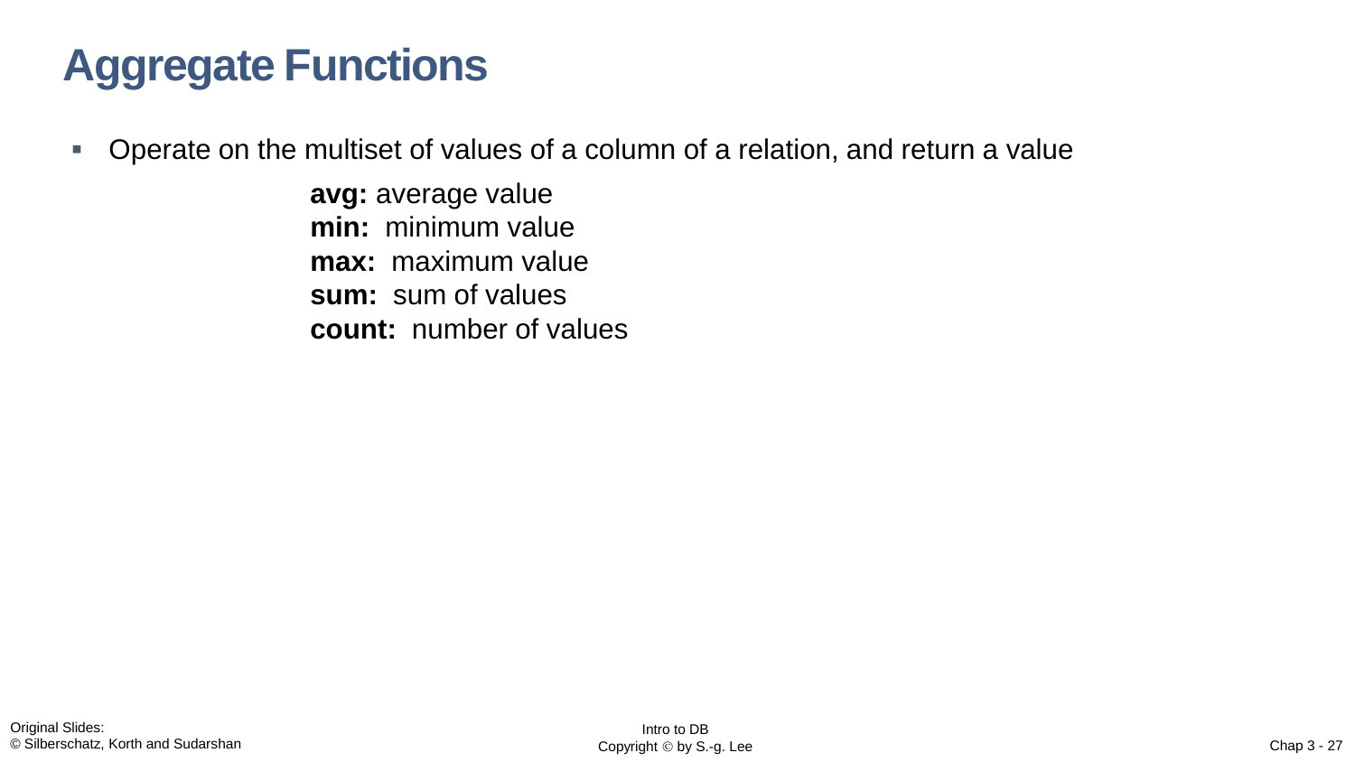# Aggregate Functions

- Operate on the multiset of values of a column of a relation, and return a value

  **avg:** average value
  **min:** minimum value
  **max:** maximum value
  **sum:** sum of values
  **count:** number of values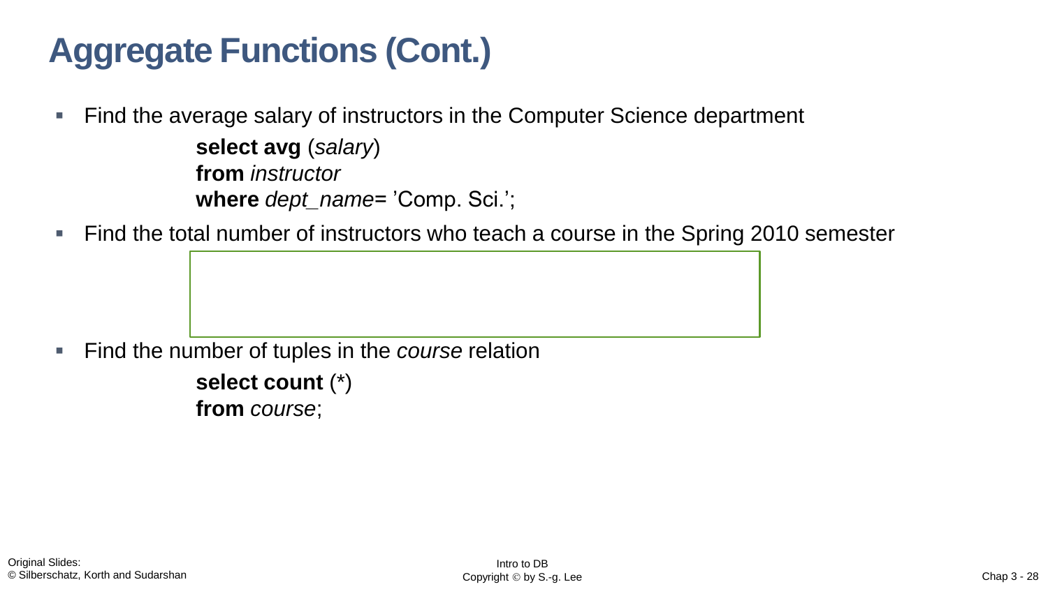# Aggregate Functions (Cont.)

- Find the average salary of instructors in the Computer Science department

```
select avg (salary)
from instructor
where dept_name= 'Comp. Sci.';
```

- Find the total number of instructors who teach a course in the Spring 2010 semester

- Find the number of tuples in the *course* relation

```
select count (*)
from course;
```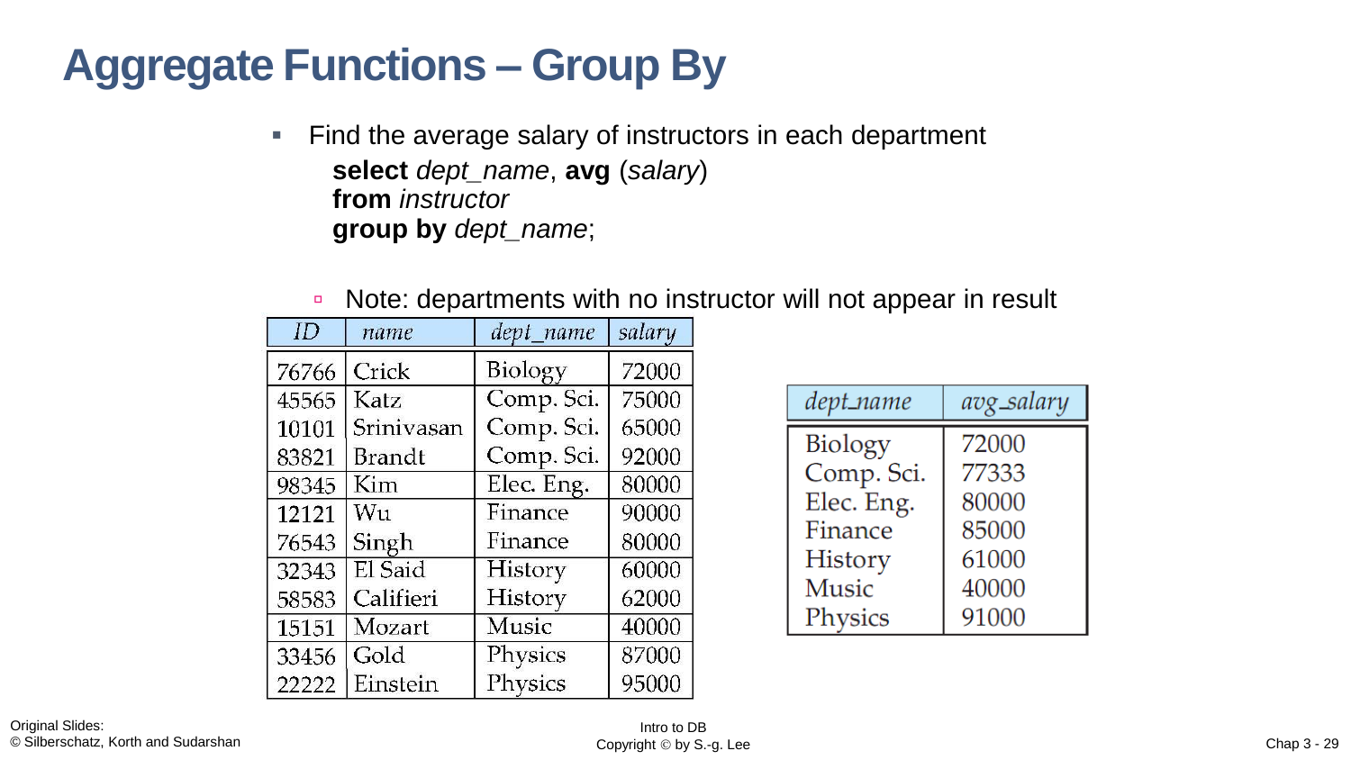# Aggregate Functions – Group By

- Find the average salary of instructors in each department

```
select dept_name, avg (salary)
from instructor
group by dept_name;
```

  - Note: departments with no instructor will not appear in result

| *ID* | *name* | *dept_name* | *salary* |
|---|---|---|---|
| 76766 | Crick | Biology | 72000 |
| 45565 | Katz | Comp. Sci. | 75000 |
| 10101 | Srinivasan | Comp. Sci. | 65000 |
| 83821 | Brandt | Comp. Sci. | 92000 |
| 98345 | Kim | Elec. Eng. | 80000 |
| 12121 | Wu | Finance | 90000 |
| 76543 | Singh | Finance | 80000 |
| 32343 | El Said | History | 60000 |
| 58583 | Califieri | History | 62000 |
| 15151 | Mozart | Music | 40000 |
| 33456 | Gold | Physics | 87000 |
| 22222 | Einstein | Physics | 95000 |

| *dept_name* | *avg_salary* |
|---|---|
| Biology | 72000 |
| Comp. Sci. | 77333 |
| Elec. Eng. | 80000 |
| Finance | 85000 |
| History | 61000 |
| Music | 40000 |
| Physics | 91000 |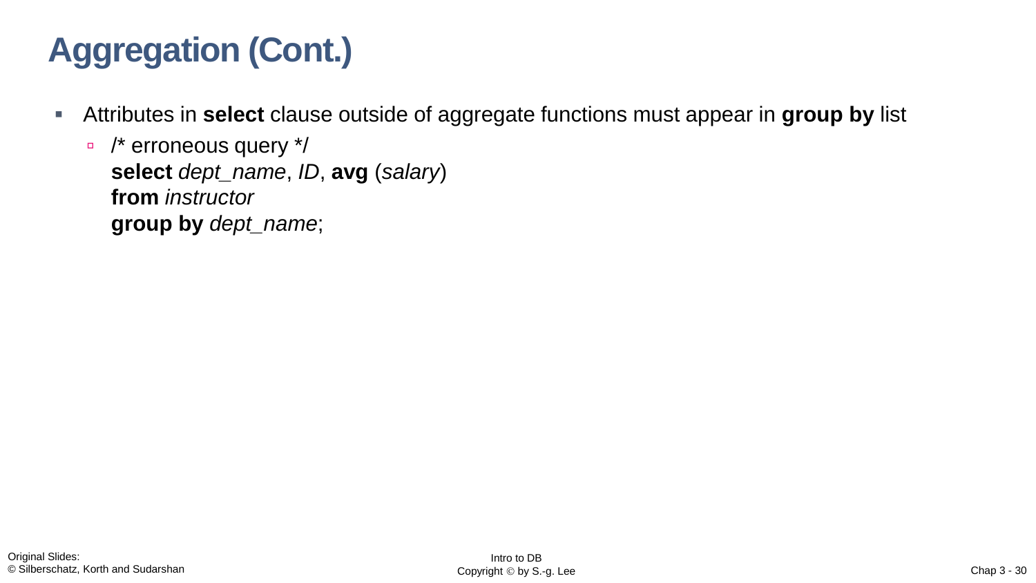# Aggregation (Cont.)

- Attributes in **select** clause outside of aggregate functions must appear in **group by** list
  - /* erroneous query */
    **select** *dept_name*, *ID*, **avg** (*salary*)
    **from** *instructor*
    **group by** *dept_name*;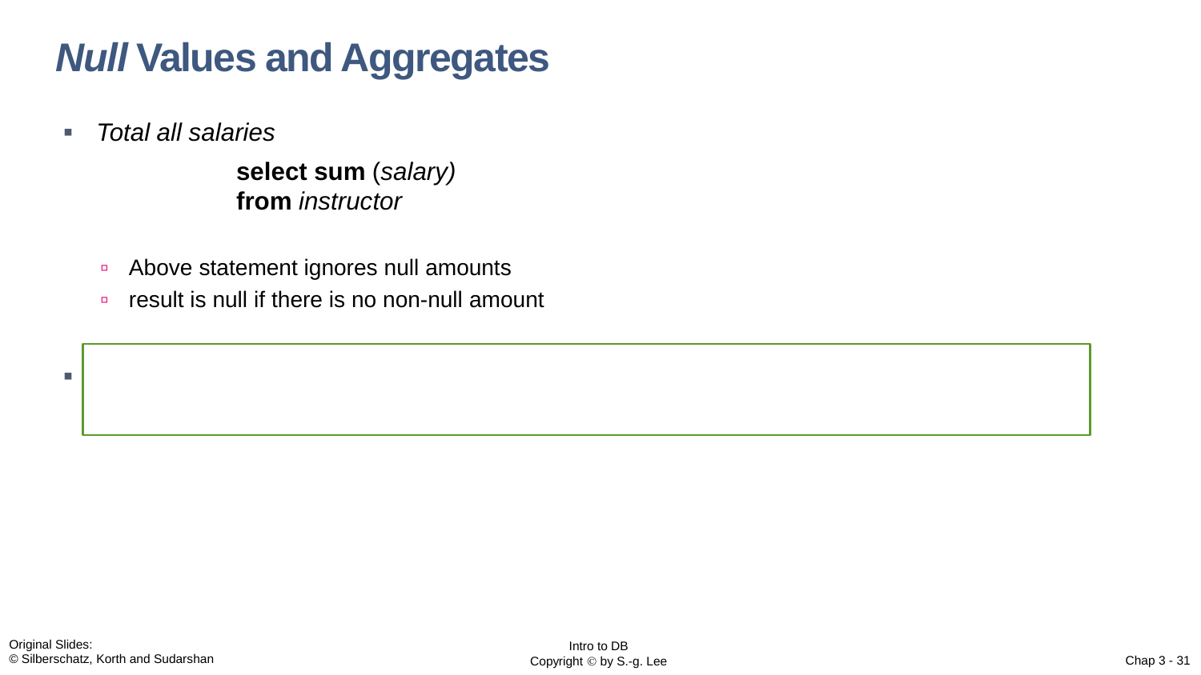# *Null* Values and Aggregates

- *Total all salaries*

  **select sum** (*salary)*
  **from** *instructor*

  - Above statement ignores null amounts
  - result is null if there is no non-null amount

-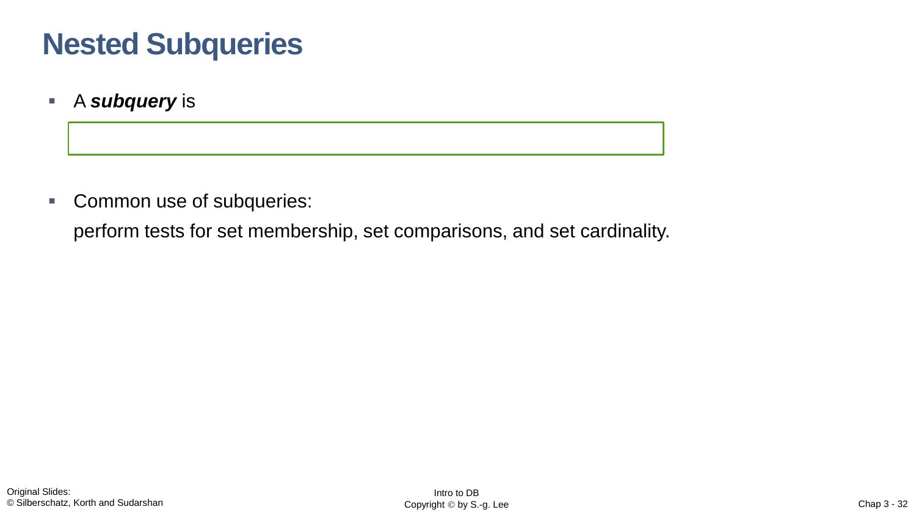# Nested Subqueries

- A ***subquery*** is

- Common use of subqueries:

  perform tests for set membership, set comparisons, and set cardinality.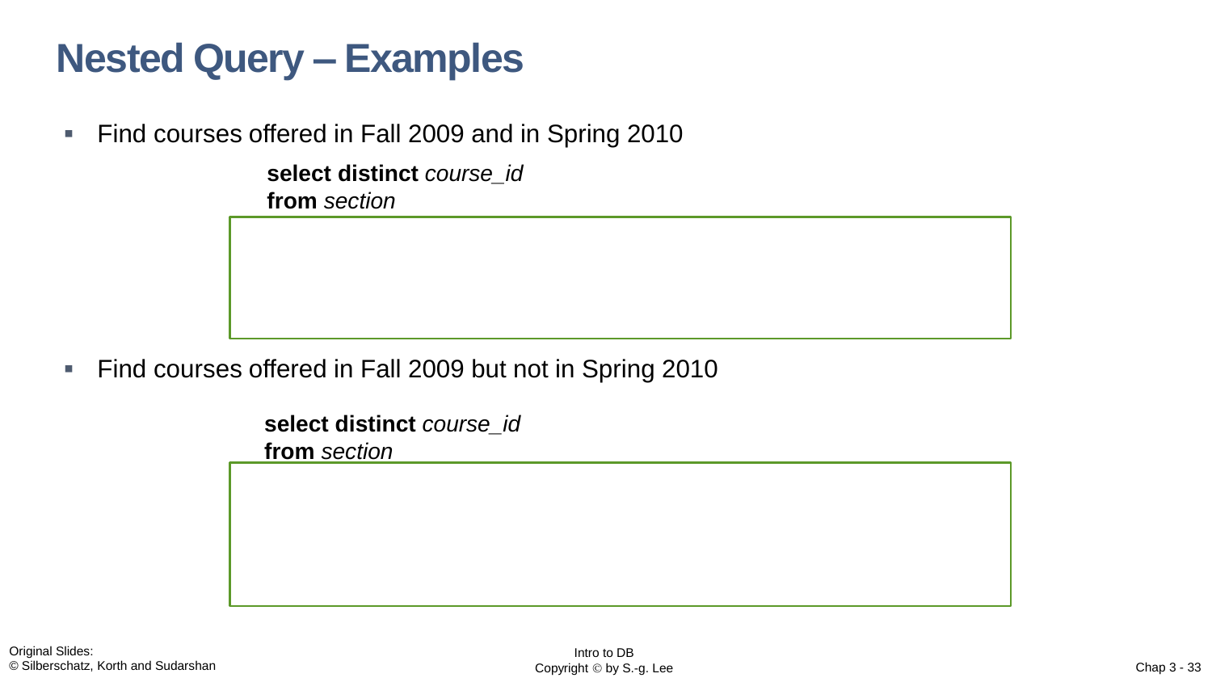# Nested Query – Examples

- Find courses offered in Fall 2009 and in Spring 2010

```
select distinct course_id
from section
```

- Find courses offered in Fall 2009 but not in Spring 2010

```
select distinct course_id
from section
```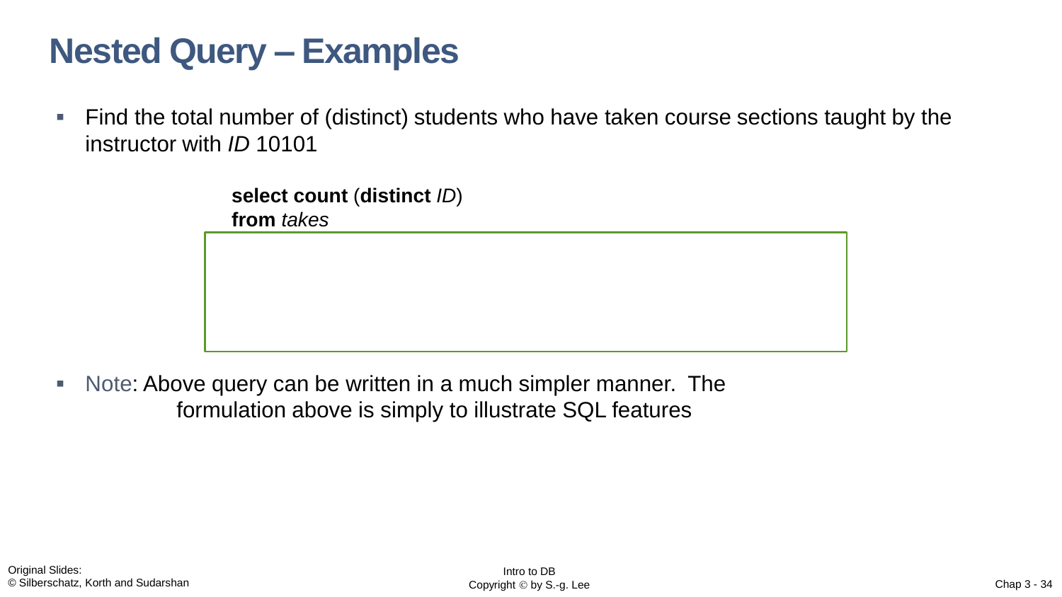# Nested Query – Examples

- Find the total number of (distinct) students who have taken course sections taught by the instructor with *ID* 10101

```
select count (distinct ID)
from takes
```

- Note: Above query can be written in a much simpler manner. The formulation above is simply to illustrate SQL features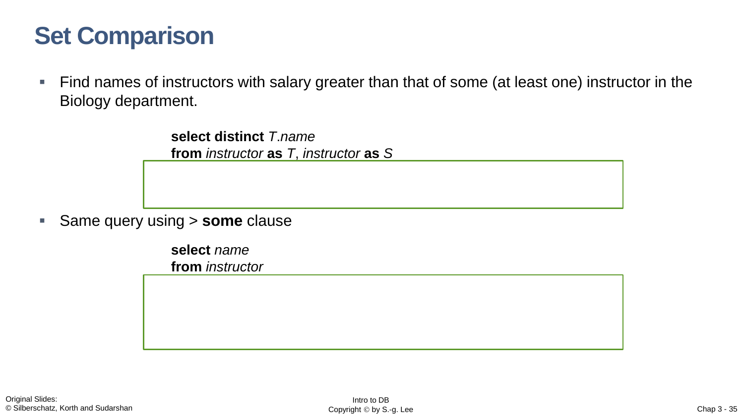# Set Comparison

- Find names of instructors with salary greater than that of some (at least one) instructor in the Biology department.

```
select distinct T.name
from instructor as T, instructor as S
```

- Same query using > **some** clause

```
select name
from instructor
```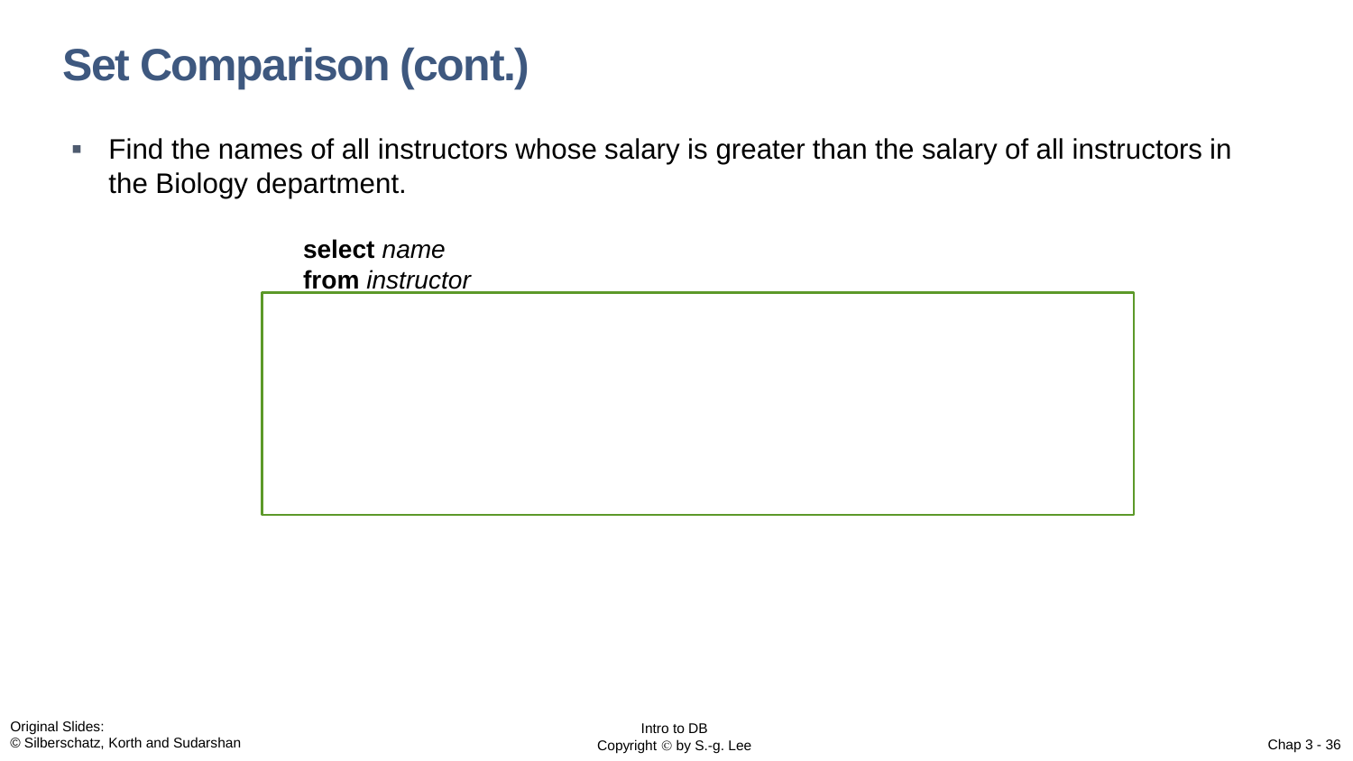# Set Comparison (cont.)

- Find the names of all instructors whose salary is greater than the salary of all instructors in the Biology department.

```
select name
from instructor
```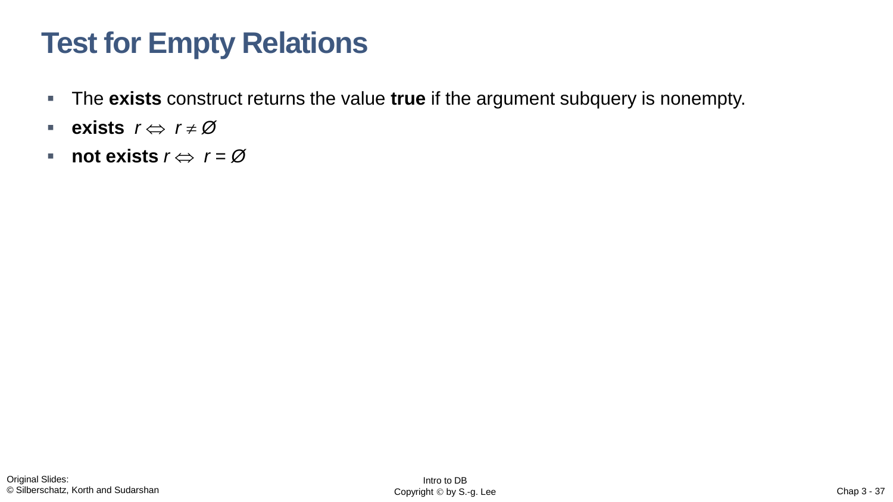# Test for Empty Relations

- The **exists** construct returns the value **true** if the argument subquery is nonempty.
- **exists** $r \Leftrightarrow r \neq \varnothing$
- **not exists** $r \Leftrightarrow r = \varnothing$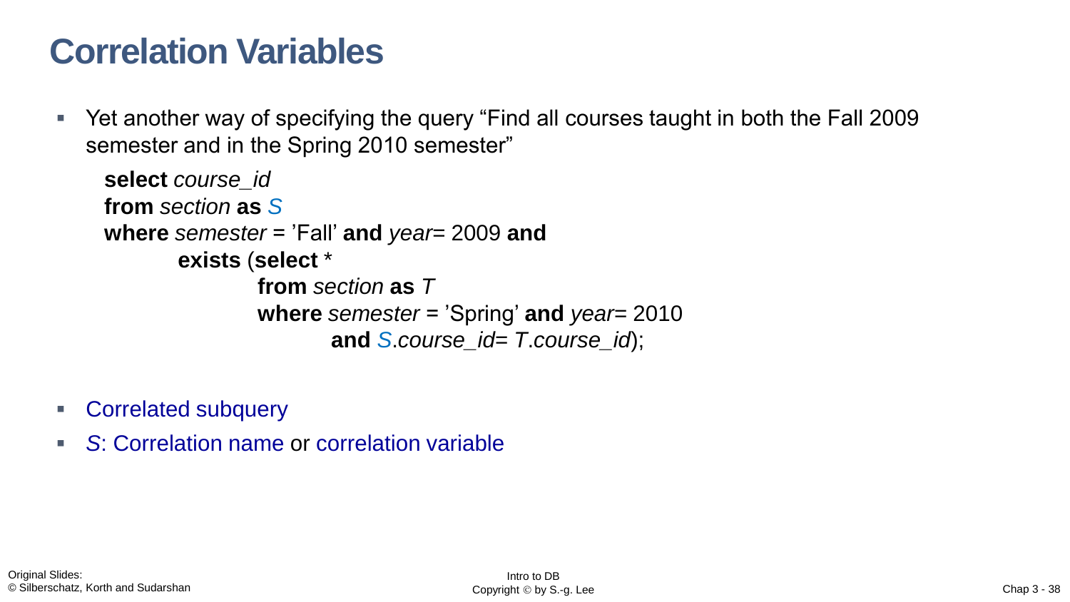# Correlation Variables

- Yet another way of specifying the query "Find all courses taught in both the Fall 2009 semester and in the Spring 2010 semester"

```
select course_id
from section as S
where semester = 'Fall' and year= 2009 and
        exists (select *
                from section as T
                where semester = 'Spring' and year= 2010
                        and S.course_id= T.course_id);
```

- Correlated subquery
- *S*: Correlation name or correlation variable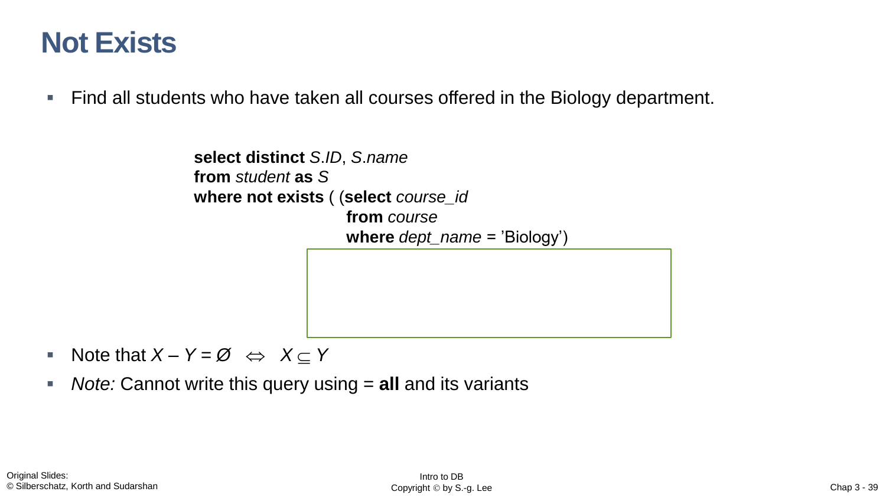# Not Exists

- Find all students who have taken all courses offered in the Biology department.

```
select distinct S.ID, S.name
from student as S
where not exists ( (select course_id
                    from course
                    where dept_name = 'Biology')
```

- Note that $X - Y = \emptyset \Leftrightarrow X \subseteq Y$
- *Note:* Cannot write this query using = **all** and its variants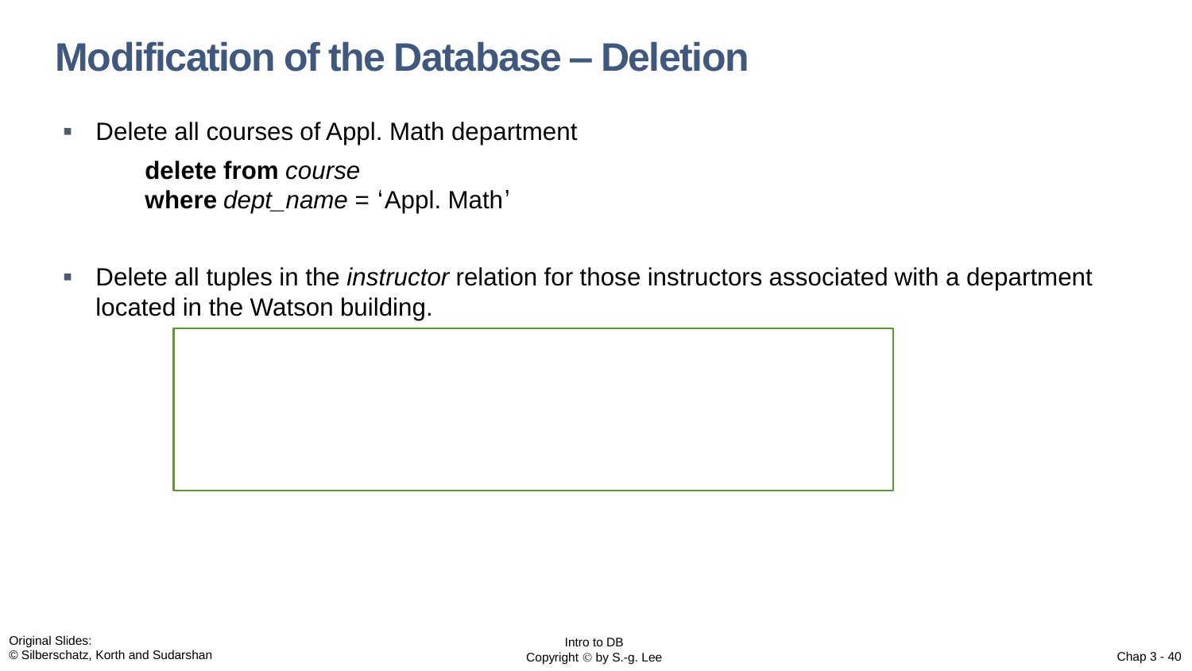# Modification of the Database – Deletion

- Delete all courses of Appl. Math department

  **delete from** *course*
  **where** *dept_name* = 'Appl. Math'

- Delete all tuples in the *instructor* relation for those instructors associated with a department located in the Watson building.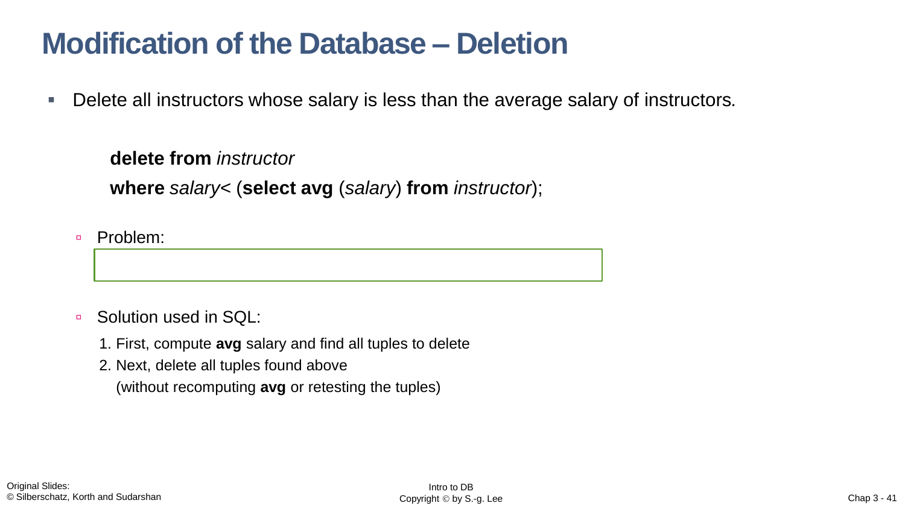# Modification of the Database – Deletion

- Delete all instructors whose salary is less than the average salary of instructors.

  **delete from** *instructor*
  **where** *salary*< (**select avg** (*salary*) **from** *instructor*);

  - Problem:

  - Solution used in SQL:
    1. First, compute **avg** salary and find all tuples to delete
    2. Next, delete all tuples found above
       (without recomputing **avg** or retesting the tuples)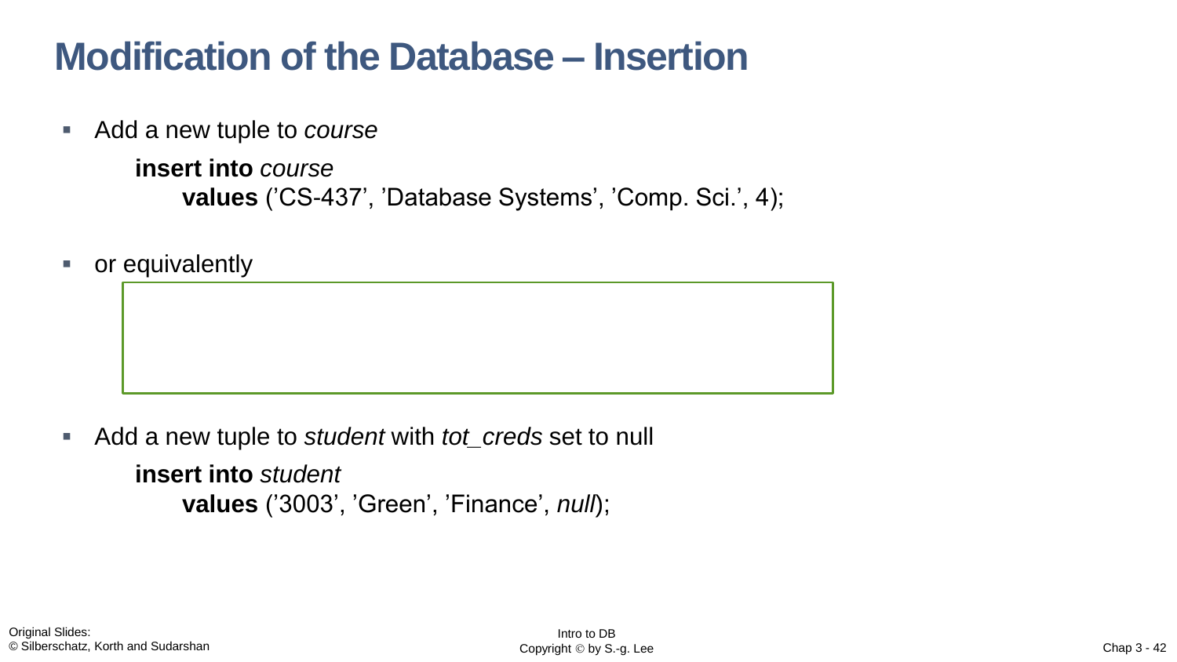// Assistant aside: the box under "or equivalently" is empty on the page, so it is left blank here.

# Modification of the Database – Insertion

- Add a new tuple to *course*

  **insert into** *course*
  **values** ('CS-437', 'Database Systems', 'Comp. Sci.', 4);

- or equivalently

- Add a new tuple to *student* with *tot_creds* set to null

  **insert into** *student*
  **values** ('3003', 'Green', 'Finance', *null*);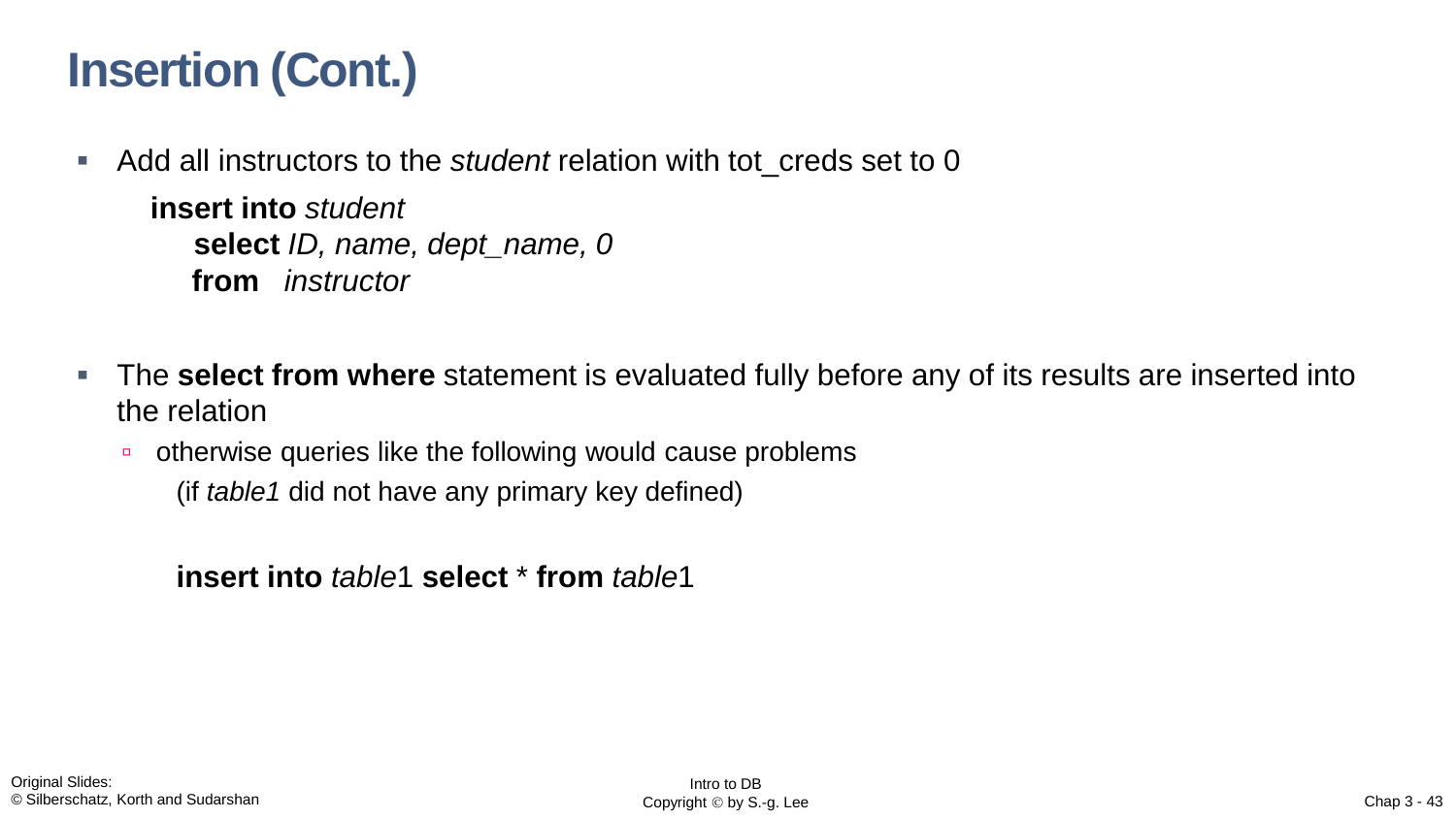# Insertion (Cont.)

- Add all instructors to the *student* relation with tot_creds set to 0

```
insert into student
    select ID, name, dept_name, 0
    from   instructor
```

- The **select from where** statement is evaluated fully before any of its results are inserted into the relation
  - otherwise queries like the following would cause problems
    (if *table1* did not have any primary key defined)

```
insert into table1 select * from table1
```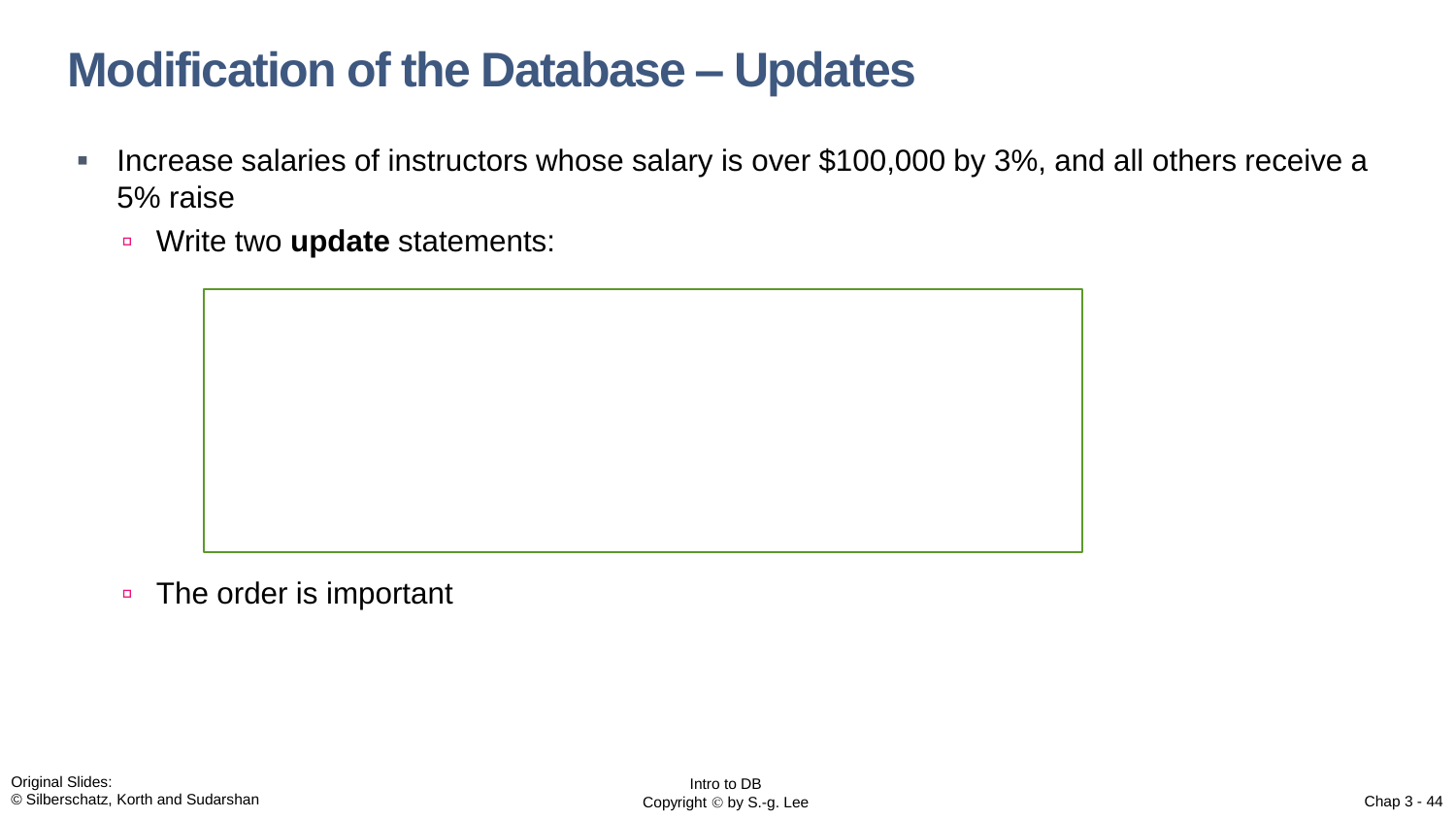# Modification of the Database – Updates

- Increase salaries of instructors whose salary is over $100,000 by 3%, and all others receive a 5% raise
  - Write two **update** statements:
  - The order is important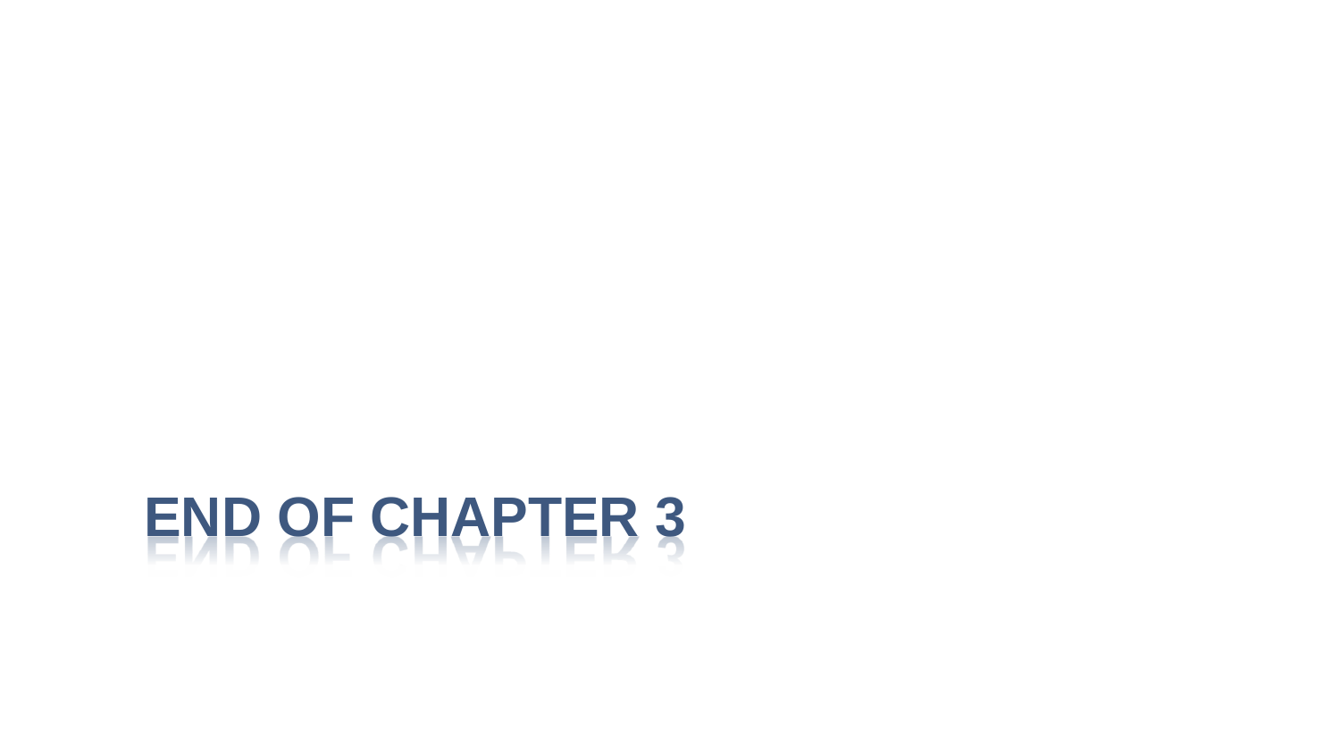# END OF CHAPTER 3